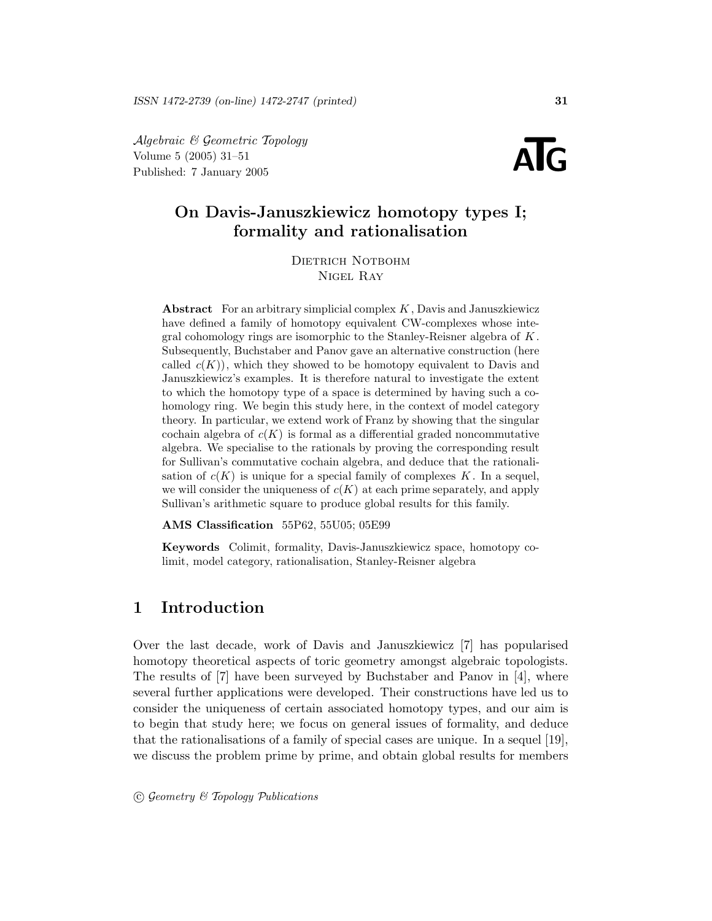# On Davis-Januszkiewicz homotopy types I; formality and rationalisation

Dietrich Notbohm
Nigel Ray

**Abstract** For an arbitrary simplicial complex $K$, Davis and Januszkiewicz have defined a family of homotopy equivalent CW-complexes whose integral cohomology rings are isomorphic to the Stanley-Reisner algebra of $K$. Subsequently, Buchstaber and Panov gave an alternative construction (here called $c(K)$), which they showed to be homotopy equivalent to Davis and Januszkiewicz's examples. It is therefore natural to investigate the extent to which the homotopy type of a space is determined by having such a cohomology ring. We begin this study here, in the context of model category theory. In particular, we extend work of Franz by showing that the singular cochain algebra of $c(K)$ is formal as a differential graded noncommutative algebra. We specialise to the rationals by proving the corresponding result for Sullivan's commutative cochain algebra, and deduce that the rationalisation of $c(K)$ is unique for a special family of complexes $K$. In a sequel, we will consider the uniqueness of $c(K)$ at each prime separately, and apply Sullivan's arithmetic square to produce global results for this family.

**AMS Classification** 55P62, 55U05; 05E99

**Keywords** Colimit, formality, Davis-Januszkiewicz space, homotopy colimit, model category, rationalisation, Stanley-Reisner algebra

## 1 Introduction

Over the last decade, work of Davis and Januszkiewicz [7] has popularised homotopy theoretical aspects of toric geometry amongst algebraic topologists. The results of [7] have been surveyed by Buchstaber and Panov in [4], where several further applications were developed. Their constructions have led us to consider the uniqueness of certain associated homotopy types, and our aim is to begin that study here; we focus on general issues of formality, and deduce that the rationalisations of a family of special cases are unique. In a sequel [19], we discuss the problem prime by prime, and obtain global results for members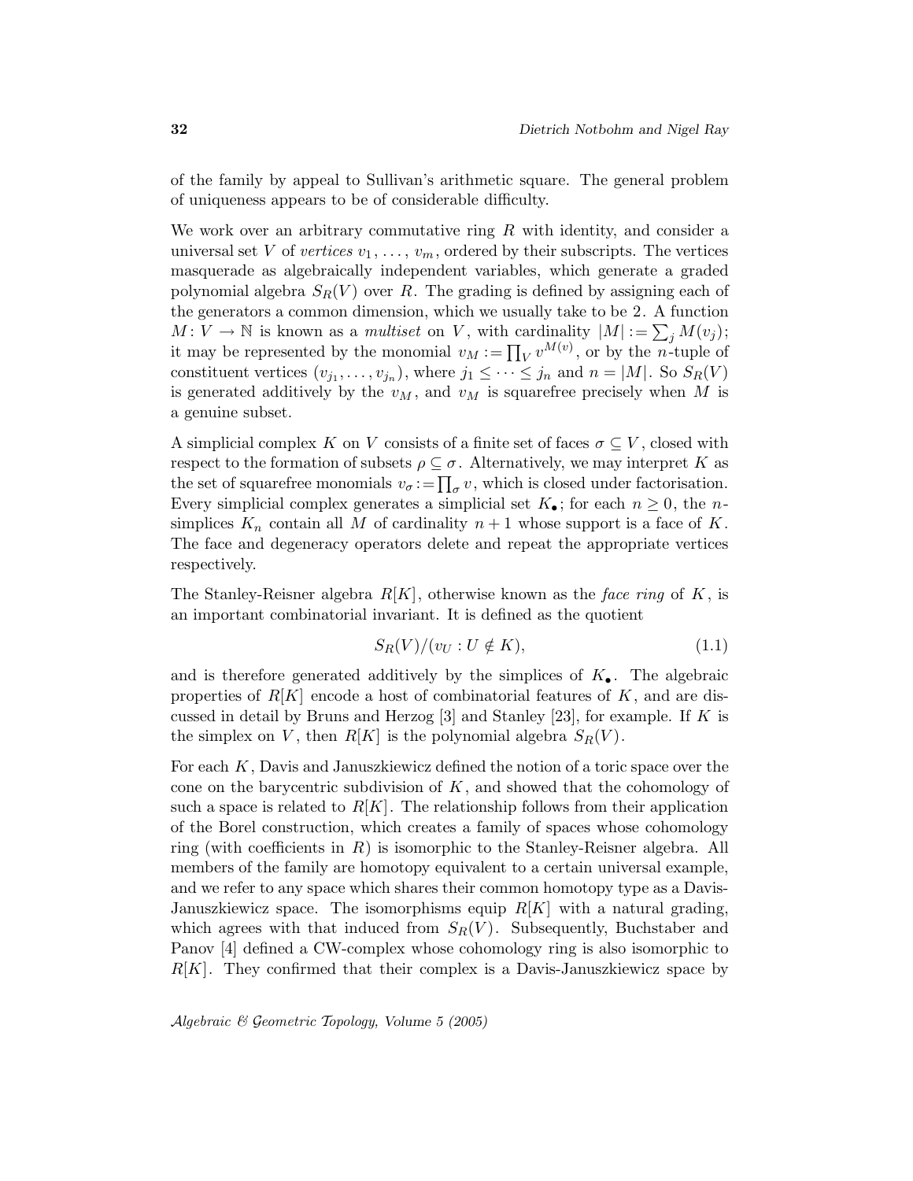of the family by appeal to Sullivan's arithmetic square. The general problem of uniqueness appears to be of considerable difficulty.

We work over an arbitrary commutative ring $R$ with identity, and consider a universal set $V$ of *vertices* $v_1, \ldots, v_m$, ordered by their subscripts. The vertices masquerade as algebraically independent variables, which generate a graded polynomial algebra $S_R(V)$ over $R$. The grading is defined by assigning each of the generators a common dimension, which we usually take to be $2$. A function $M\colon V \to \mathbb{N}$ is known as a *multiset* on $V$, with cardinality $|M| := \sum_j M(v_j)$; it may be represented by the monomial $v_M := \prod_V v^{M(v)}$, or by the $n$-tuple of constituent vertices $(v_{j_1}, \ldots, v_{j_n})$, where $j_1 \leq \cdots \leq j_n$ and $n = |M|$. So $S_R(V)$ is generated additively by the $v_M$, and $v_M$ is squarefree precisely when $M$ is a genuine subset.

A simplicial complex $K$ on $V$ consists of a finite set of faces $\sigma \subseteq V$, closed with respect to the formation of subsets $\rho \subseteq \sigma$. Alternatively, we may interpret $K$ as the set of squarefree monomials $v_\sigma := \prod_\sigma v$, which is closed under factorisation. Every simplicial complex generates a simplicial set $K_\bullet$; for each $n \geq 0$, the $n$-simplices $K_n$ contain all $M$ of cardinality $n+1$ whose support is a face of $K$. The face and degeneracy operators delete and repeat the appropriate vertices respectively.

The Stanley-Reisner algebra $R[K]$, otherwise known as the *face ring* of $K$, is an important combinatorial invariant. It is defined as the quotient

$$S_R(V)/(v_U : U \notin K), \tag{1.1}$$

and is therefore generated additively by the simplices of $K_\bullet$. The algebraic properties of $R[K]$ encode a host of combinatorial features of $K$, and are discussed in detail by Bruns and Herzog [3] and Stanley [23], for example. If $K$ is the simplex on $V$, then $R[K]$ is the polynomial algebra $S_R(V)$.

For each $K$, Davis and Januszkiewicz defined the notion of a toric space over the cone on the barycentric subdivision of $K$, and showed that the cohomology of such a space is related to $R[K]$. The relationship follows from their application of the Borel construction, which creates a family of spaces whose cohomology ring (with coefficients in $R$) is isomorphic to the Stanley-Reisner algebra. All members of the family are homotopy equivalent to a certain universal example, and we refer to any space which shares their common homotopy type as a Davis-Januszkiewicz space. The isomorphisms equip $R[K]$ with a natural grading, which agrees with that induced from $S_R(V)$. Subsequently, Buchstaber and Panov [4] defined a CW-complex whose cohomology ring is also isomorphic to $R[K]$. They confirmed that their complex is a Davis-Januszkiewicz space by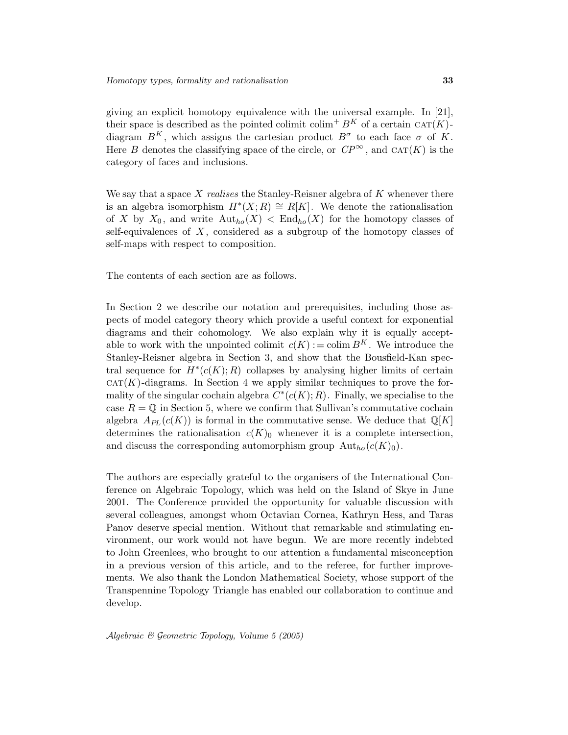giving an explicit homotopy equivalence with the universal example. In [21], their space is described as the pointed colimit $\operatorname{colim}^+ B^K$ of a certain $\mathrm{CAT}(K)$-diagram $B^K$, which assigns the cartesian product $B^\sigma$ to each face $\sigma$ of $K$. Here $B$ denotes the classifying space of the circle, or $CP^\infty$, and $\mathrm{CAT}(K)$ is the category of faces and inclusions.

We say that a space $X$ *realises* the Stanley-Reisner algebra of $K$ whenever there is an algebra isomorphism $H^*(X;R) \cong R[K]$. We denote the rationalisation of $X$ by $X_0$, and write $\mathrm{Aut}_{ho}(X) < \mathrm{End}_{ho}(X)$ for the homotopy classes of self-equivalences of $X$, considered as a subgroup of the homotopy classes of self-maps with respect to composition.

The contents of each section are as follows.

In Section 2 we describe our notation and prerequisites, including those aspects of model category theory which provide a useful context for exponential diagrams and their cohomology. We also explain why it is equally acceptable to work with the unpointed colimit $c(K) := \operatorname{colim} B^K$. We introduce the Stanley-Reisner algebra in Section 3, and show that the Bousfield-Kan spectral sequence for $H^*(c(K);R)$ collapses by analysing higher limits of certain $\mathrm{CAT}(K)$-diagrams. In Section 4 we apply similar techniques to prove the formality of the singular cochain algebra $C^*(c(K);R)$. Finally, we specialise to the case $R = \mathbb{Q}$ in Section 5, where we confirm that Sullivan's commutative cochain algebra $A_{PL}(c(K))$ is formal in the commutative sense. We deduce that $\mathbb{Q}[K]$ determines the rationalisation $c(K)_0$ whenever it is a complete intersection, and discuss the corresponding automorphism group $\mathrm{Aut}_{ho}(c(K)_0)$.

The authors are especially grateful to the organisers of the International Conference on Algebraic Topology, which was held on the Island of Skye in June 2001. The Conference provided the opportunity for valuable discussion with several colleagues, amongst whom Octavian Cornea, Kathryn Hess, and Taras Panov deserve special mention. Without that remarkable and stimulating environment, our work would not have begun. We are more recently indebted to John Greenlees, who brought to our attention a fundamental misconception in a previous version of this article, and to the referee, for further improvements. We also thank the London Mathematical Society, whose support of the Transpennine Topology Triangle has enabled our collaboration to continue and develop.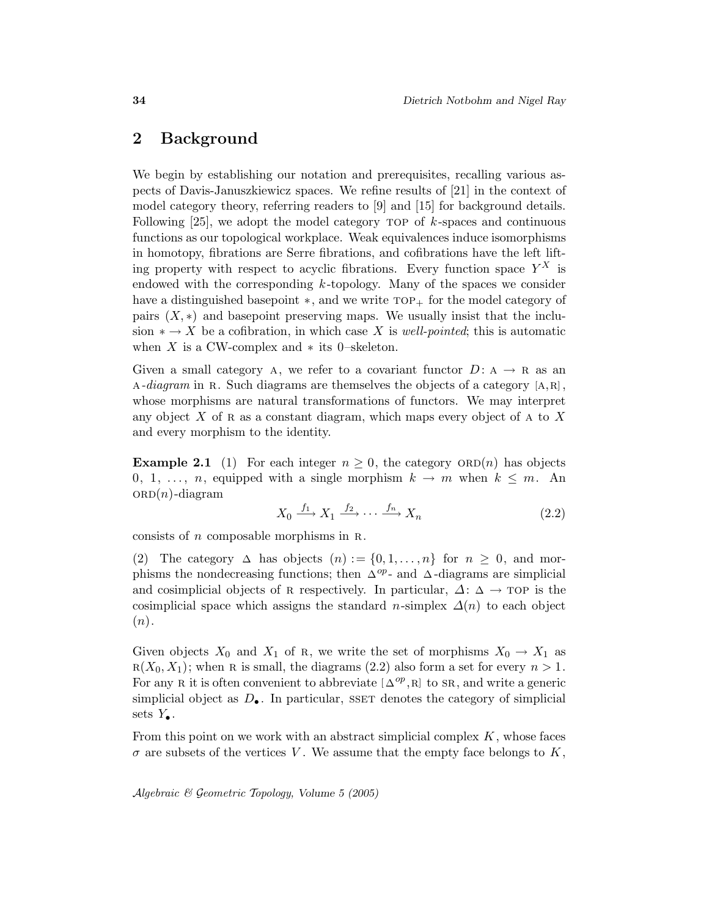## 2 Background

We begin by establishing our notation and prerequisites, recalling various aspects of Davis-Januszkiewicz spaces. We refine results of [21] in the context of model category theory, referring readers to [9] and [15] for background details. Following [25], we adopt the model category TOP of $k$-spaces and continuous functions as our topological workplace. Weak equivalences induce isomorphisms in homotopy, fibrations are Serre fibrations, and cofibrations have the left lifting property with respect to acyclic fibrations. Every function space $Y^X$ is endowed with the corresponding $k$-topology. Many of the spaces we consider have a distinguished basepoint $*$, and we write $\text{TOP}_+$ for the model category of pairs $(X, *)$ and basepoint preserving maps. We usually insist that the inclusion $* \to X$ be a cofibration, in which case $X$ is *well-pointed*; this is automatic when $X$ is a CW-complex and $*$ its 0–skeleton.

Given a small category A, we refer to a covariant functor $D\colon \text{A} \to \text{R}$ as an A*-diagram* in R. Such diagrams are themselves the objects of a category $[\text{A},\text{R}]$, whose morphisms are natural transformations of functors. We may interpret any object $X$ of R as a constant diagram, which maps every object of A to $X$ and every morphism to the identity.

**Example 2.1** (1) For each integer $n \geq 0$, the category $\text{ORD}(n)$ has objects $0,\ 1,\ \ldots,\ n$, equipped with a single morphism $k \to m$ when $k \leq m$. An $\text{ORD}(n)$-diagram

$$X_0 \xrightarrow{f_1} X_1 \xrightarrow{f_2} \cdots \xrightarrow{f_n} X_n \tag{2.2}$$

consists of $n$ composable morphisms in R.

(2) The category $\Delta$ has objects $(n) := \{0, 1, \ldots, n\}$ for $n \geq 0$, and morphisms the nondecreasing functions; then $\Delta^{op}$- and $\Delta$-diagrams are simplicial and cosimplicial objects of R respectively. In particular, $\mathit{\Delta}\colon \Delta \to \text{TOP}$ is the cosimplicial space which assigns the standard $n$-simplex $\mathit{\Delta}(n)$ to each object $(n)$.

Given objects $X_0$ and $X_1$ of R, we write the set of morphisms $X_0 \to X_1$ as $\text{R}(X_0, X_1)$; when R is small, the diagrams (2.2) also form a set for every $n > 1$. For any R it is often convenient to abbreviate $[\Delta^{op},\text{R}]$ to SR, and write a generic simplicial object as $D_\bullet$. In particular, SSET denotes the category of simplicial sets $Y_\bullet$.

From this point on we work with an abstract simplicial complex $K$, whose faces $\sigma$ are subsets of the vertices $V$. We assume that the empty face belongs to $K$,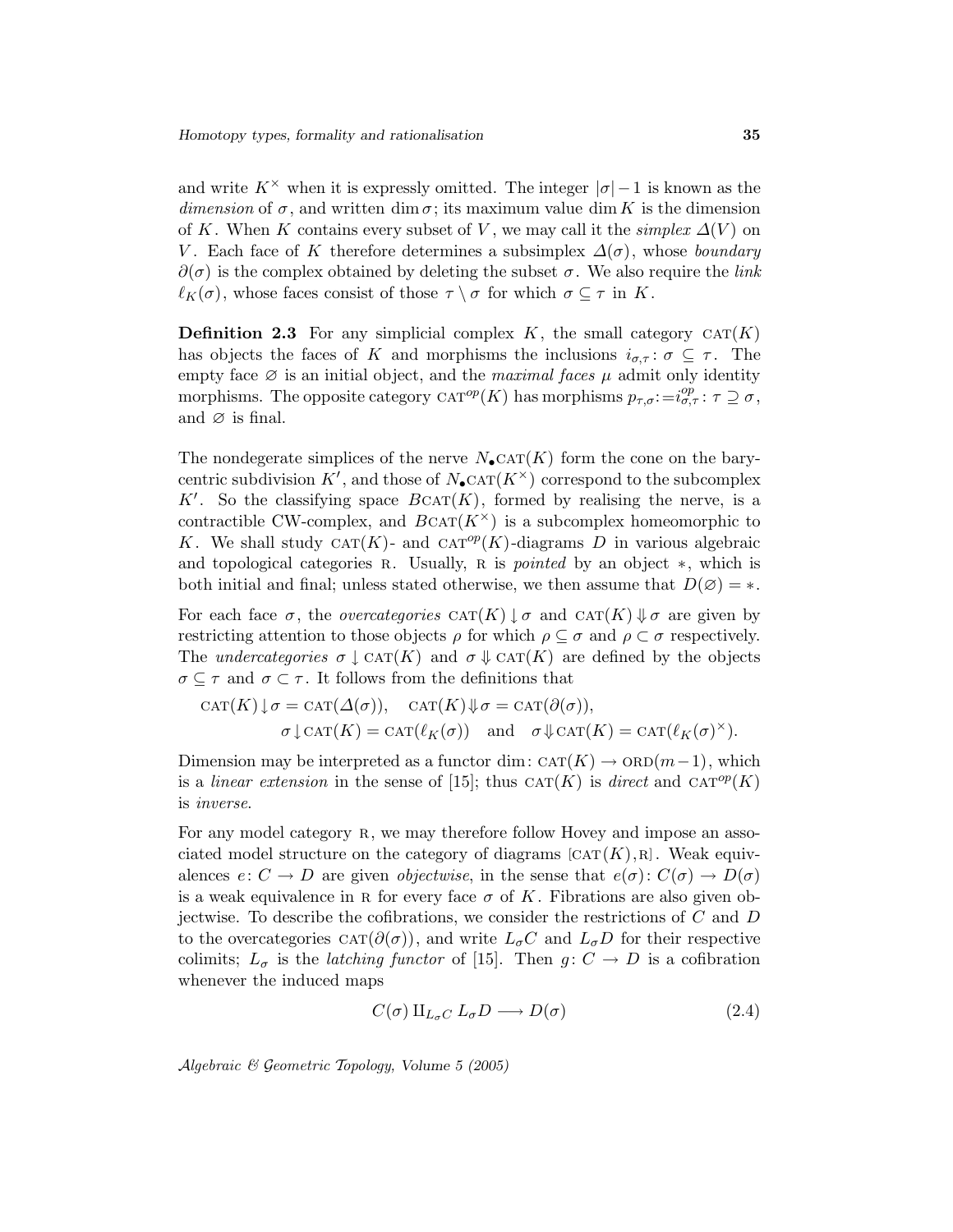and write $K^{\times}$ when it is expressly omitted. The integer $|\sigma|-1$ is known as the *dimension* of $\sigma$, and written $\dim\sigma$; its maximum value $\dim K$ is the dimension of $K$. When $K$ contains every subset of $V$, we may call it the *simplex* $\Delta(V)$ on $V$. Each face of $K$ therefore determines a subsimplex $\Delta(\sigma)$, whose *boundary* $\partial(\sigma)$ is the complex obtained by deleting the subset $\sigma$. We also require the *link* $\ell_K(\sigma)$, whose faces consist of those $\tau\setminus\sigma$ for which $\sigma\subseteq\tau$ in $K$.

**Definition 2.3** For any simplicial complex $K$, the small category $\mathrm{CAT}(K)$ has objects the faces of $K$ and morphisms the inclusions $i_{\sigma,\tau}\colon\sigma\subseteq\tau$. The empty face $\varnothing$ is an initial object, and the *maximal faces* $\mu$ admit only identity morphisms. The opposite category $\mathrm{CAT}^{op}(K)$ has morphisms $p_{\tau,\sigma}{:=}i^{op}_{\sigma,\tau}\colon\tau\supseteq\sigma$, and $\varnothing$ is final.

The nondegerate simplices of the nerve $N_\bullet\mathrm{CAT}(K)$ form the cone on the barycentric subdivision $K'$, and those of $N_\bullet\mathrm{CAT}(K^{\times})$ correspond to the subcomplex $K'$. So the classifying space $B\mathrm{CAT}(K)$, formed by realising the nerve, is a contractible CW-complex, and $B\mathrm{CAT}(K^{\times})$ is a subcomplex homeomorphic to $K$. We shall study $\mathrm{CAT}(K)$- and $\mathrm{CAT}^{op}(K)$-diagrams $D$ in various algebraic and topological categories $\mathrm{R}$. Usually, $\mathrm{R}$ is *pointed* by an object $*$, which is both initial and final; unless stated otherwise, we then assume that $D(\varnothing)=*$.

For each face $\sigma$, the *overcategories* $\mathrm{CAT}(K)\downarrow\sigma$ and $\mathrm{CAT}(K)\Downarrow\sigma$ are given by restricting attention to those objects $\rho$ for which $\rho\subseteq\sigma$ and $\rho\subset\sigma$ respectively. The *undercategories* $\sigma\downarrow\mathrm{CAT}(K)$ and $\sigma\Downarrow\mathrm{CAT}(K)$ are defined by the objects $\sigma\subseteq\tau$ and $\sigma\subset\tau$. It follows from the definitions that

$$\mathrm{CAT}(K)\downarrow\sigma=\mathrm{CAT}(\Delta(\sigma)),\quad \mathrm{CAT}(K)\Downarrow\sigma=\mathrm{CAT}(\partial(\sigma)),$$
$$\sigma\downarrow\mathrm{CAT}(K)=\mathrm{CAT}(\ell_K(\sigma))\quad\text{and}\quad \sigma\Downarrow\mathrm{CAT}(K)=\mathrm{CAT}(\ell_K(\sigma)^{\times}).$$

Dimension may be interpreted as a functor $\dim\colon\mathrm{CAT}(K)\to\mathrm{ORD}(m-1)$, which is a *linear extension* in the sense of [15]; thus $\mathrm{CAT}(K)$ is *direct* and $\mathrm{CAT}^{op}(K)$ is *inverse*.

For any model category $\mathrm{R}$, we may therefore follow Hovey and impose an associated model structure on the category of diagrams $[\mathrm{CAT}(K),\mathrm{R}]$. Weak equivalences $e\colon C\to D$ are given *objectwise*, in the sense that $e(\sigma)\colon C(\sigma)\to D(\sigma)$ is a weak equivalence in $\mathrm{R}$ for every face $\sigma$ of $K$. Fibrations are also given objectwise. To describe the cofibrations, we consider the restrictions of $C$ and $D$ to the overcategories $\mathrm{CAT}(\partial(\sigma))$, and write $L_\sigma C$ and $L_\sigma D$ for their respective colimits; $L_\sigma$ is the *latching functor* of [15]. Then $g\colon C\to D$ is a cofibration whenever the induced maps

$$C(\sigma)\amalg_{L_\sigma C}L_\sigma D\longrightarrow D(\sigma)\tag{2.4}$$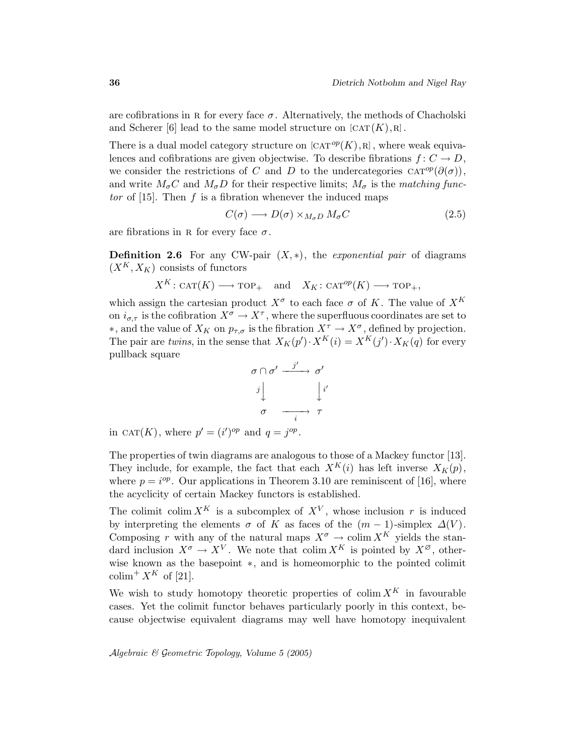are cofibrations in R for every face $\sigma$. Alternatively, the methods of Chacholski and Scherer [6] lead to the same model structure on $[\mathrm{CAT}(K), \mathrm{R}]$.

There is a dual model category structure on $[\mathrm{CAT}^{op}(K), \mathrm{R}]$, where weak equivalences and cofibrations are given objectwise. To describe fibrations $f\colon C \to D$, we consider the restrictions of $C$ and $D$ to the undercategories $\mathrm{CAT}^{op}(\partial(\sigma))$, and write $M_\sigma C$ and $M_\sigma D$ for their respective limits; $M_\sigma$ is the *matching functor* of [15]. Then $f$ is a fibration whenever the induced maps

$$C(\sigma) \longrightarrow D(\sigma) \times_{M_\sigma D} M_\sigma C \tag{2.5}$$

are fibrations in R for every face $\sigma$.

**Definition 2.6** For any CW-pair $(X, *)$, the *exponential pair* of diagrams $(X^K, X_K)$ consists of functors

$$X^K\colon \mathrm{CAT}(K) \longrightarrow \mathrm{TOP}_+ \quad \text{and} \quad X_K\colon \mathrm{CAT}^{op}(K) \longrightarrow \mathrm{TOP}_+,$$

which assign the cartesian product $X^\sigma$ to each face $\sigma$ of $K$. The value of $X^K$ on $i_{\sigma,\tau}$ is the cofibration $X^\sigma \to X^\tau$, where the superfluous coordinates are set to $*$, and the value of $X_K$ on $p_{\tau,\sigma}$ is the fibration $X^\tau \to X^\sigma$, defined by projection. The pair are *twins*, in the sense that $X_K(p') \cdot X^K(i) = X^K(j') \cdot X_K(q)$ for every pullback square

$$\begin{array}{ccc} \sigma \cap \sigma' & \xrightarrow{\;j'\;} & \sigma' \\ {\scriptstyle j}\big\downarrow & & \big\downarrow{\scriptstyle i'} \\ \sigma & \xrightarrow[\;i\;]{} & \tau \end{array}$$

in $\mathrm{CAT}(K)$, where $p' = (i')^{op}$ and $q = j^{op}$.

The properties of twin diagrams are analogous to those of a Mackey functor [13]. They include, for example, the fact that each $X^K(i)$ has left inverse $X_K(p)$, where $p = i^{op}$. Our applications in Theorem 3.10 are reminiscent of [16], where the acyclicity of certain Mackey functors is established.

The colimit $\operatorname{colim} X^K$ is a subcomplex of $X^V$, whose inclusion $r$ is induced by interpreting the elements $\sigma$ of $K$ as faces of the $(m-1)$-simplex $\Delta(V)$. Composing $r$ with any of the natural maps $X^\sigma \to \operatorname{colim} X^K$ yields the standard inclusion $X^\sigma \to X^V$. We note that $\operatorname{colim} X^K$ is pointed by $X^\varnothing$, otherwise known as the basepoint $*$, and is homeomorphic to the pointed colimit $\operatorname{colim}^+ X^K$ of [21].

We wish to study homotopy theoretic properties of $\operatorname{colim} X^K$ in favourable cases. Yet the colimit functor behaves particularly poorly in this context, because objectwise equivalent diagrams may well have homotopy inequivalent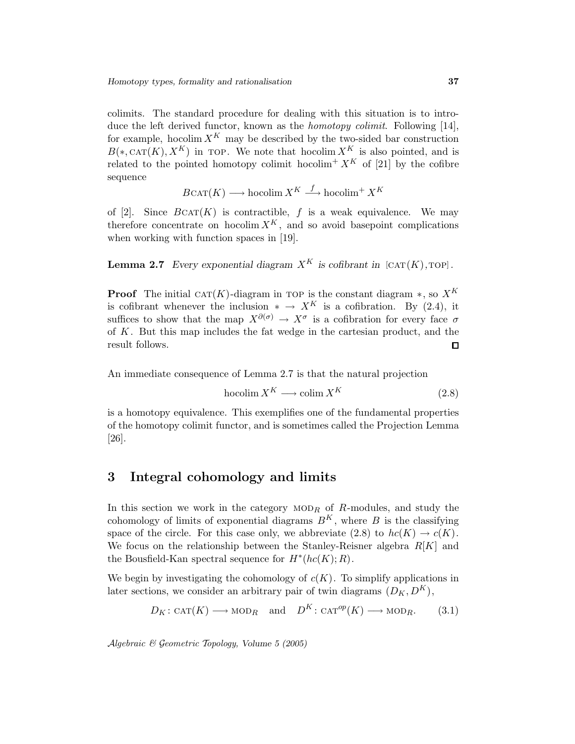colimits. The standard procedure for dealing with this situation is to introduce the left derived functor, known as the *homotopy colimit*. Following [14], for example, $\operatorname{hocolim} X^K$ may be described by the two-sided bar construction $B(*, \mathrm{CAT}(K), X^K)$ in TOP. We note that $\operatorname{hocolim} X^K$ is also pointed, and is related to the pointed homotopy colimit $\operatorname{hocolim}^+ X^K$ of [21] by the cofibre sequence

$$B\mathrm{CAT}(K) \longrightarrow \operatorname{hocolim} X^K \xrightarrow{\ f\ } \operatorname{hocolim}^+ X^K$$

of [2]. Since $B\mathrm{CAT}(K)$ is contractible, $f$ is a weak equivalence. We may therefore concentrate on $\operatorname{hocolim} X^K$, and so avoid basepoint complications when working with function spaces in [19].

**Lemma 2.7** *Every exponential diagram $X^K$ is cofibrant in $[\mathrm{CAT}(K), \mathrm{TOP}]$.*

**Proof** The initial $\mathrm{CAT}(K)$-diagram in TOP is the constant diagram $*$, so $X^K$ is cofibrant whenever the inclusion $* \to X^K$ is a cofibration. By (2.4), it suffices to show that the map $X^{\partial(\sigma)} \to X^\sigma$ is a cofibration for every face $\sigma$ of $K$. But this map includes the fat wedge in the cartesian product, and the result follows. □

An immediate consequence of Lemma 2.7 is that the natural projection

$$\operatorname{hocolim} X^K \longrightarrow \operatorname{colim} X^K \tag{2.8}$$

is a homotopy equivalence. This exemplifies one of the fundamental properties of the homotopy colimit functor, and is sometimes called the Projection Lemma [26].

## 3 Integral cohomology and limits

In this section we work in the category $\mathrm{MOD}_R$ of $R$-modules, and study the cohomology of limits of exponential diagrams $B^K$, where $B$ is the classifying space of the circle. For this case only, we abbreviate (2.8) to $hc(K) \to c(K)$. We focus on the relationship between the Stanley-Reisner algebra $R[K]$ and the Bousfield-Kan spectral sequence for $H^*(hc(K); R)$.

We begin by investigating the cohomology of $c(K)$. To simplify applications in later sections, we consider an arbitrary pair of twin diagrams $(D_K, D^K)$,

$$D_K \colon \mathrm{CAT}(K) \longrightarrow \mathrm{MOD}_R \quad \text{and} \quad D^K \colon \mathrm{CAT}^{op}(K) \longrightarrow \mathrm{MOD}_R. \tag{3.1}$$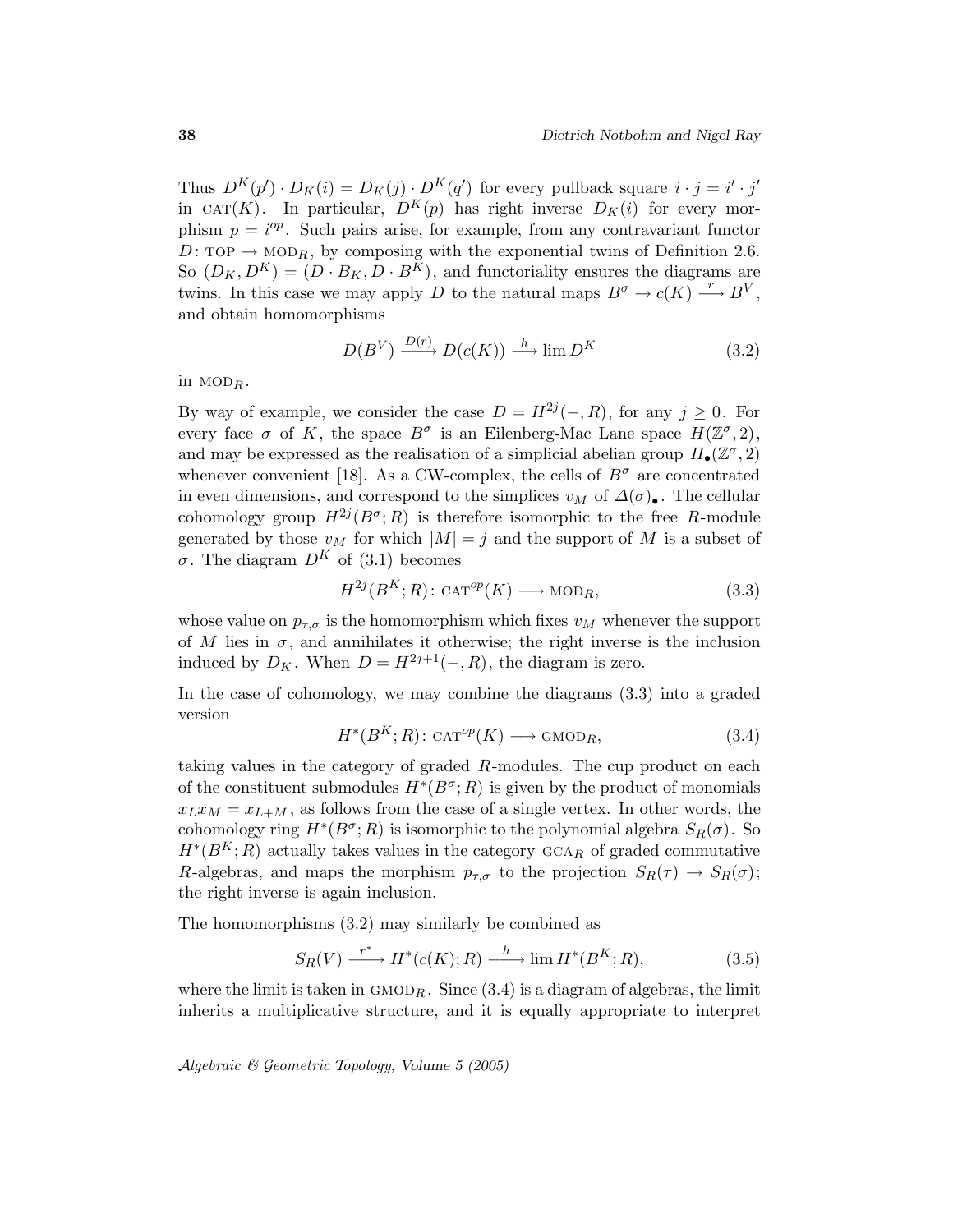Thus $D^K(p') \cdot D_K(i) = D_K(j) \cdot D^K(q')$ for every pullback square $i \cdot j = i' \cdot j'$ in $\text{CAT}(K)$. In particular, $D^K(p)$ has right inverse $D_K(i)$ for every morphism $p = i^{op}$. Such pairs arise, for example, from any contravariant functor $D\colon \text{TOP} \to \text{MOD}_R$, by composing with the exponential twins of Definition 2.6. So $(D_K, D^K) = (D \cdot B_K, D \cdot B^K)$, and functoriality ensures the diagrams are twins. In this case we may apply $D$ to the natural maps $B^\sigma \to c(K) \xrightarrow{r} B^V$, and obtain homomorphisms

$$D(B^V) \xrightarrow{D(r)} D(c(K)) \xrightarrow{h} \lim D^K \tag{3.2}$$

in $\text{MOD}_R$.

By way of example, we consider the case $D = H^{2j}(-, R)$, for any $j \geq 0$. For every face $\sigma$ of $K$, the space $B^\sigma$ is an Eilenberg-Mac Lane space $H(\mathbb{Z}^\sigma, 2)$, and may be expressed as the realisation of a simplicial abelian group $H_\bullet(\mathbb{Z}^\sigma, 2)$ whenever convenient [18]. As a CW-complex, the cells of $B^\sigma$ are concentrated in even dimensions, and correspond to the simplices $v_M$ of $\Delta(\sigma)_\bullet$. The cellular cohomology group $H^{2j}(B^\sigma; R)$ is therefore isomorphic to the free $R$-module generated by those $v_M$ for which $|M| = j$ and the support of $M$ is a subset of $\sigma$. The diagram $D^K$ of (3.1) becomes

$$H^{2j}(B^K; R)\colon \text{CAT}^{op}(K) \longrightarrow \text{MOD}_R, \tag{3.3}$$

whose value on $p_{\tau,\sigma}$ is the homomorphism which fixes $v_M$ whenever the support of $M$ lies in $\sigma$, and annihilates it otherwise; the right inverse is the inclusion induced by $D_K$. When $D = H^{2j+1}(-, R)$, the diagram is zero.

In the case of cohomology, we may combine the diagrams (3.3) into a graded version

$$H^*(B^K; R)\colon \text{CAT}^{op}(K) \longrightarrow \text{GMOD}_R, \tag{3.4}$$

taking values in the category of graded $R$-modules. The cup product on each of the constituent submodules $H^*(B^\sigma; R)$ is given by the product of monomials $x_L x_M = x_{L+M}$, as follows from the case of a single vertex. In other words, the cohomology ring $H^*(B^\sigma; R)$ is isomorphic to the polynomial algebra $S_R(\sigma)$. So $H^*(B^K; R)$ actually takes values in the category $\text{GCA}_R$ of graded commutative $R$-algebras, and maps the morphism $p_{\tau,\sigma}$ to the projection $S_R(\tau) \to S_R(\sigma)$; the right inverse is again inclusion.

The homomorphisms (3.2) may similarly be combined as

$$S_R(V) \xrightarrow{r^*} H^*(c(K); R) \xrightarrow{h} \lim H^*(B^K; R), \tag{3.5}$$

where the limit is taken in $\text{GMOD}_R$. Since (3.4) is a diagram of algebras, the limit inherits a multiplicative structure, and it is equally appropriate to interpret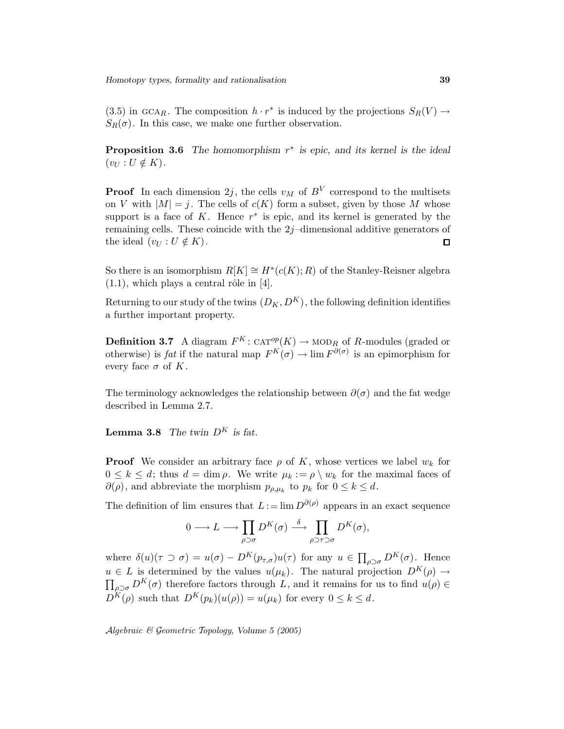(3.5) in $\text{GCA}_R$. The composition $h \cdot r^*$ is induced by the projections $S_R(V) \to S_R(\sigma)$. In this case, we make one further observation.

**Proposition 3.6** *The homomorphism $r^*$ is epic, and its kernel is the ideal $(v_U : U \notin K)$.*

**Proof** In each dimension $2j$, the cells $v_M$ of $B^V$ correspond to the multisets on $V$ with $|M| = j$. The cells of $c(K)$ form a subset, given by those $M$ whose support is a face of $K$. Hence $r^*$ is epic, and its kernel is generated by the remaining cells. These coincide with the $2j$–dimensional additive generators of the ideal $(v_U : U \notin K)$. $\square$

So there is an isomorphism $R[K] \cong H^*(c(K); R)$ of the Stanley-Reisner algebra (1.1), which plays a central rôle in [4].

Returning to our study of the twins $(D_K, D^K)$, the following definition identifies a further important property.

**Definition 3.7** A diagram $F^K : \text{CAT}^{op}(K) \to \text{MOD}_R$ of $R$-modules (graded or otherwise) is *fat* if the natural map $F^K(\sigma) \to \lim F^{\partial(\sigma)}$ is an epimorphism for every face $\sigma$ of $K$.

The terminology acknowledges the relationship between $\partial(\sigma)$ and the fat wedge described in Lemma 2.7.

**Lemma 3.8** *The twin $D^K$ is fat.*

**Proof** We consider an arbitrary face $\rho$ of $K$, whose vertices we label $w_k$ for $0 \leq k \leq d$; thus $d = \dim \rho$. We write $\mu_k := \rho \setminus w_k$ for the maximal faces of $\partial(\rho)$, and abbreviate the morphism $p_{\rho,\mu_k}$ to $p_k$ for $0 \leq k \leq d$.

The definition of lim ensures that $L := \lim D^{\partial(\rho)}$ appears in an exact sequence

$$0 \longrightarrow L \longrightarrow \prod_{\rho \supset \sigma} D^K(\sigma) \xrightarrow{\ \delta\ } \prod_{\rho \supset \tau \supset \sigma} D^K(\sigma),$$

where $\delta(u)(\tau \supset \sigma) = u(\sigma) - D^K(p_{\tau,\sigma})u(\tau)$ for any $u \in \prod_{\rho \supset \sigma} D^K(\sigma)$. Hence $u \in L$ is determined by the values $u(\mu_k)$. The natural projection $D^K(\rho) \to \prod_{\rho \supset \sigma} D^K(\sigma)$ therefore factors through $L$, and it remains for us to find $u(\rho) \in D^K(\rho)$ such that $D^K(p_k)(u(\rho)) = u(\mu_k)$ for every $0 \leq k \leq d$.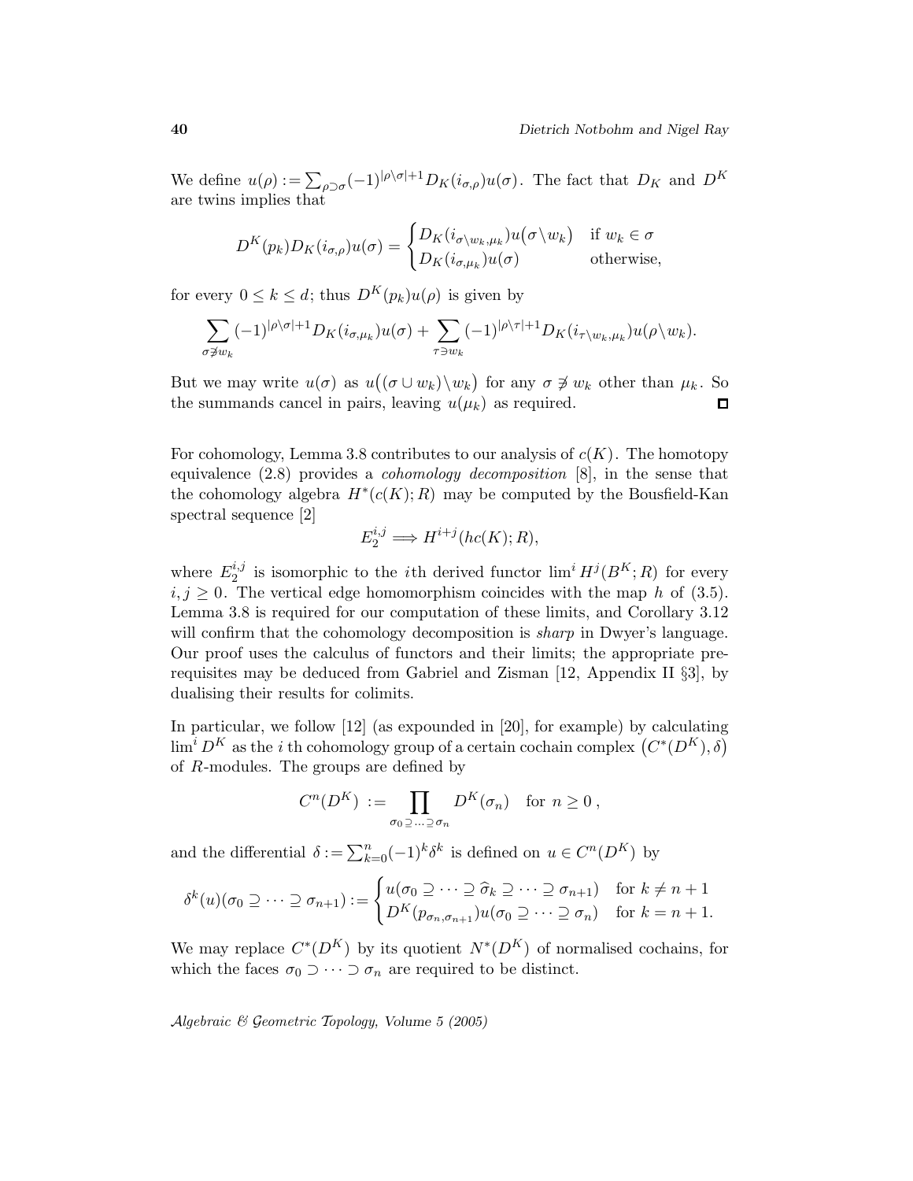We define $u(\rho) := \sum_{\rho\supset\sigma}(-1)^{|\rho\backslash\sigma|+1} D_K(i_{\sigma,\rho})u(\sigma)$. The fact that $D_K$ and $D^K$ are twins implies that

$$D^K(p_k)D_K(i_{\sigma,\rho})u(\sigma) = \begin{cases} D_K(i_{\sigma\backslash w_k,\mu_k})u\big(\sigma\backslash w_k\big) & \text{if } w_k \in \sigma \\ D_K(i_{\sigma,\mu_k})u(\sigma) & \text{otherwise,} \end{cases}$$

for every $0 \le k \le d$; thus $D^K(p_k)u(\rho)$ is given by

$$\sum_{\sigma\not\ni w_k}(-1)^{|\rho\backslash\sigma|+1}D_K(i_{\sigma,\mu_k})u(\sigma) + \sum_{\tau\ni w_k}(-1)^{|\rho\backslash\tau|+1}D_K(i_{\tau\backslash w_k,\mu_k})u(\rho\backslash w_k).$$

But we may write $u(\sigma)$ as $u\big((\sigma\cup w_k)\backslash w_k\big)$ for any $\sigma \not\ni w_k$ other than $\mu_k$. So the summands cancel in pairs, leaving $u(\mu_k)$ as required. ∎

For cohomology, Lemma 3.8 contributes to our analysis of $c(K)$. The homotopy equivalence (2.8) provides a *cohomology decomposition* [8], in the sense that the cohomology algebra $H^*(c(K);R)$ may be computed by the Bousfield-Kan spectral sequence [2]

$$E_2^{i,j} \Longrightarrow H^{i+j}(hc(K);R),$$

where $E_2^{i,j}$ is isomorphic to the $i$th derived functor $\lim^i H^j(B^K;R)$ for every $i,j \ge 0$. The vertical edge homomorphism coincides with the map $h$ of (3.5). Lemma 3.8 is required for our computation of these limits, and Corollary 3.12 will confirm that the cohomology decomposition is *sharp* in Dwyer's language. Our proof uses the calculus of functors and their limits; the appropriate prerequisites may be deduced from Gabriel and Zisman [12, Appendix II §3], by dualising their results for colimits.

In particular, we follow [12] (as expounded in [20], for example) by calculating $\lim^i D^K$ as the $i$ th cohomology group of a certain cochain complex $\big(C^*(D^K),\delta\big)$ of $R$-modules. The groups are defined by

$$C^n(D^K) := \prod_{\sigma_0\supseteq\ldots\supseteq\sigma_n} D^K(\sigma_n) \quad \text{for } n \ge 0\,,$$

and the differential $\delta := \sum_{k=0}^n(-1)^k\delta^k$ is defined on $u \in C^n(D^K)$ by

$$\delta^k(u)(\sigma_0\supseteq\cdots\supseteq\sigma_{n+1}) := \begin{cases} u(\sigma_0\supseteq\cdots\supseteq\widehat{\sigma}_k\supseteq\cdots\supseteq\sigma_{n+1}) & \text{for } k \ne n+1 \\ D^K(p_{\sigma_n,\sigma_{n+1}})u(\sigma_0\supseteq\cdots\supseteq\sigma_n) & \text{for } k = n+1. \end{cases}$$

We may replace $C^*(D^K)$ by its quotient $N^*(D^K)$ of normalised cochains, for which the faces $\sigma_0\supset\cdots\supset\sigma_n$ are required to be distinct.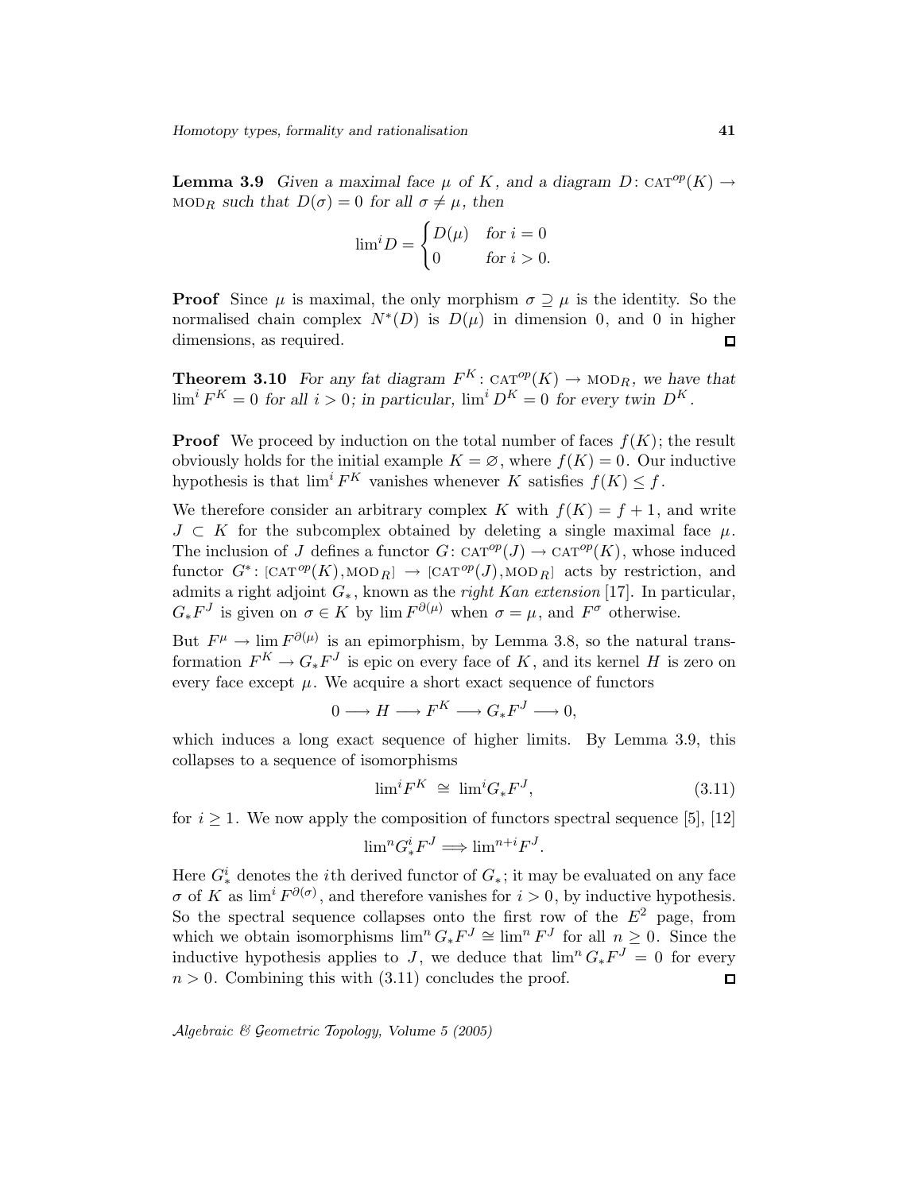**Lemma 3.9** *Given a maximal face $\mu$ of $K$, and a diagram $D\colon \text{CAT}^{op}(K) \to \text{MOD}_R$ such that $D(\sigma) = 0$ for all $\sigma \neq \mu$, then*

$$\lim{}^i D = \begin{cases} D(\mu) & \text{for } i = 0 \\ 0 & \text{for } i > 0. \end{cases}$$

**Proof** Since $\mu$ is maximal, the only morphism $\sigma \supseteq \mu$ is the identity. So the normalised chain complex $N^*(D)$ is $D(\mu)$ in dimension 0, and 0 in higher dimensions, as required. $\square$

**Theorem 3.10** *For any fat diagram $F^K\colon \text{CAT}^{op}(K) \to \text{MOD}_R$, we have that $\lim^i F^K = 0$ for all $i > 0$; in particular, $\lim^i D^K = 0$ for every twin $D^K$.*

**Proof** We proceed by induction on the total number of faces $f(K)$; the result obviously holds for the initial example $K = \varnothing$, where $f(K) = 0$. Our inductive hypothesis is that $\lim^i F^K$ vanishes whenever $K$ satisfies $f(K) \leq f$.

We therefore consider an arbitrary complex $K$ with $f(K) = f + 1$, and write $J \subset K$ for the subcomplex obtained by deleting a single maximal face $\mu$. The inclusion of $J$ defines a functor $G\colon \text{CAT}^{op}(J) \to \text{CAT}^{op}(K)$, whose induced functor $G^*\colon [\text{CAT}^{op}(K), \text{MOD}_R] \to [\text{CAT}^{op}(J), \text{MOD}_R]$ acts by restriction, and admits a right adjoint $G_*$, known as the *right Kan extension* [17]. In particular, $G_*F^J$ is given on $\sigma \in K$ by $\lim F^{\partial(\mu)}$ when $\sigma = \mu$, and $F^\sigma$ otherwise.

But $F^\mu \to \lim F^{\partial(\mu)}$ is an epimorphism, by Lemma 3.8, so the natural transformation $F^K \to G_*F^J$ is epic on every face of $K$, and its kernel $H$ is zero on every face except $\mu$. We acquire a short exact sequence of functors

$$0 \longrightarrow H \longrightarrow F^K \longrightarrow G_*F^J \longrightarrow 0,$$

which induces a long exact sequence of higher limits. By Lemma 3.9, this collapses to a sequence of isomorphisms

$$\lim{}^i F^K \;\cong\; \lim{}^i G_*F^J, \tag{3.11}$$

for $i \geq 1$. We now apply the composition of functors spectral sequence [5], [12]

$$\lim{}^n G^i_* F^J \Longrightarrow \lim{}^{n+i} F^J.$$

Here $G^i_*$ denotes the $i$th derived functor of $G_*$; it may be evaluated on any face $\sigma$ of $K$ as $\lim^i F^{\partial(\sigma)}$, and therefore vanishes for $i > 0$, by inductive hypothesis. So the spectral sequence collapses onto the first row of the $E^2$ page, from which we obtain isomorphisms $\lim^n G_*F^J \cong \lim^n F^J$ for all $n \geq 0$. Since the inductive hypothesis applies to $J$, we deduce that $\lim^n G_*F^J = 0$ for every $n > 0$. Combining this with (3.11) concludes the proof. $\square$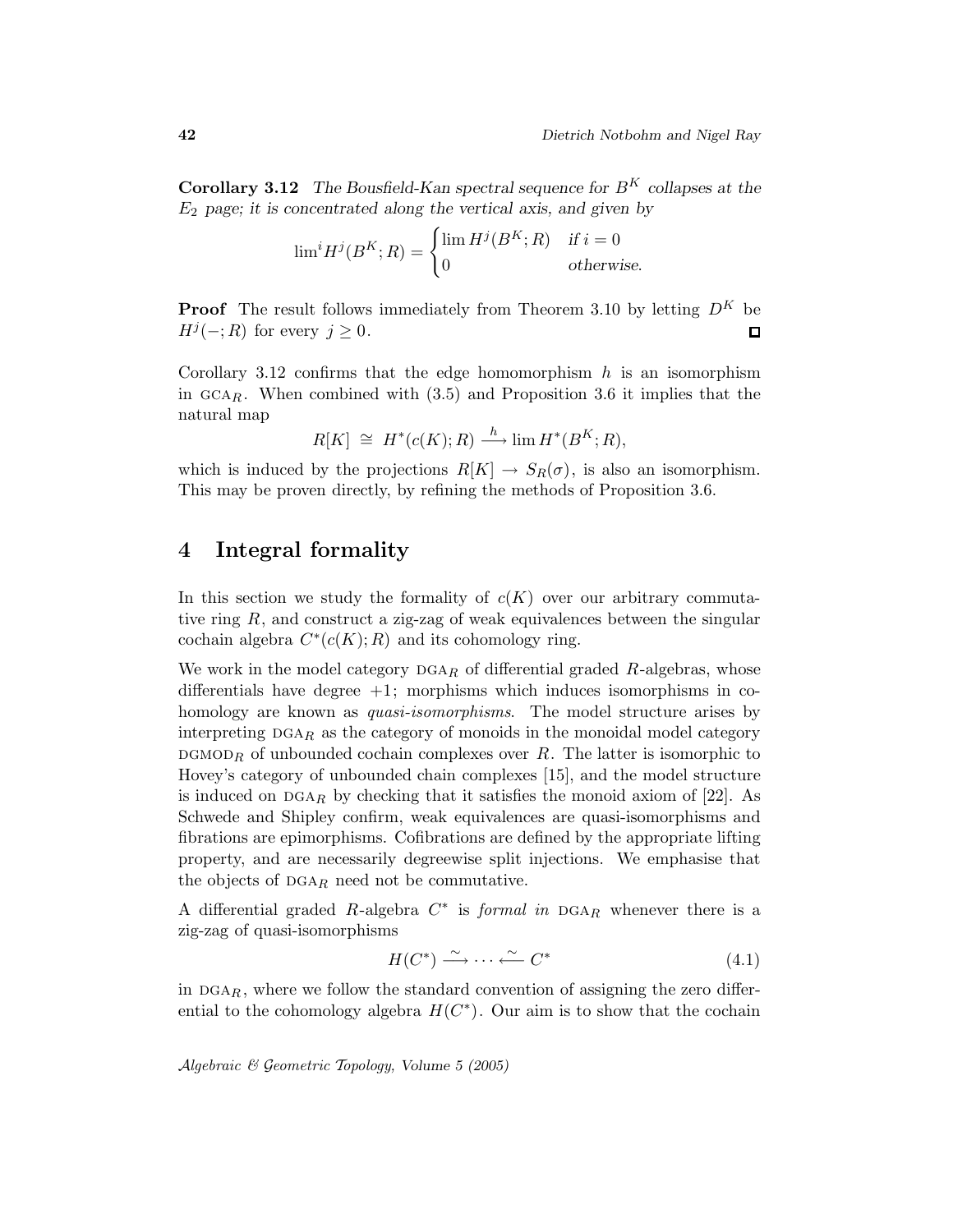**Corollary 3.12** *The Bousfield-Kan spectral sequence for $B^K$ collapses at the $E_2$ page; it is concentrated along the vertical axis, and given by*

$$\lim{}^i H^j(B^K;R) = \begin{cases} \lim H^j(B^K;R) & \text{if } i=0 \\ 0 & \text{otherwise.} \end{cases}$$

**Proof** The result follows immediately from Theorem 3.10 by letting $D^K$ be $H^j(-;R)$ for every $j \geq 0$. $\square$

Corollary 3.12 confirms that the edge homomorphism $h$ is an isomorphism in $\mathrm{GCA}_R$. When combined with (3.5) and Proposition 3.6 it implies that the natural map

$$R[K] \;\cong\; H^*(c(K);R) \xrightarrow{\;h\;} \lim H^*(B^K;R),$$

which is induced by the projections $R[K] \to S_R(\sigma)$, is also an isomorphism. This may be proven directly, by refining the methods of Proposition 3.6.

# 4 Integral formality

In this section we study the formality of $c(K)$ over our arbitrary commutative ring $R$, and construct a zig-zag of weak equivalences between the singular cochain algebra $C^*(c(K);R)$ and its cohomology ring.

We work in the model category $\mathrm{DGA}_R$ of differential graded $R$-algebras, whose differentials have degree $+1$; morphisms which induces isomorphisms in cohomology are known as *quasi-isomorphisms*. The model structure arises by interpreting $\mathrm{DGA}_R$ as the category of monoids in the monoidal model category $\mathrm{DGMOD}_R$ of unbounded cochain complexes over $R$. The latter is isomorphic to Hovey's category of unbounded chain complexes [15], and the model structure is induced on $\mathrm{DGA}_R$ by checking that it satisfies the monoid axiom of [22]. As Schwede and Shipley confirm, weak equivalences are quasi-isomorphisms and fibrations are epimorphisms. Cofibrations are defined by the appropriate lifting property, and are necessarily degreewise split injections. We emphasise that the objects of $\mathrm{DGA}_R$ need not be commutative.

A differential graded $R$-algebra $C^*$ is *formal in* $\mathrm{DGA}_R$ whenever there is a zig-zag of quasi-isomorphisms

$$H(C^*) \xrightarrow{\;\sim\;} \cdots \xleftarrow{\;\sim\;} C^* \tag{4.1}$$

in $\mathrm{DGA}_R$, where we follow the standard convention of assigning the zero differential to the cohomology algebra $H(C^*)$. Our aim is to show that the cochain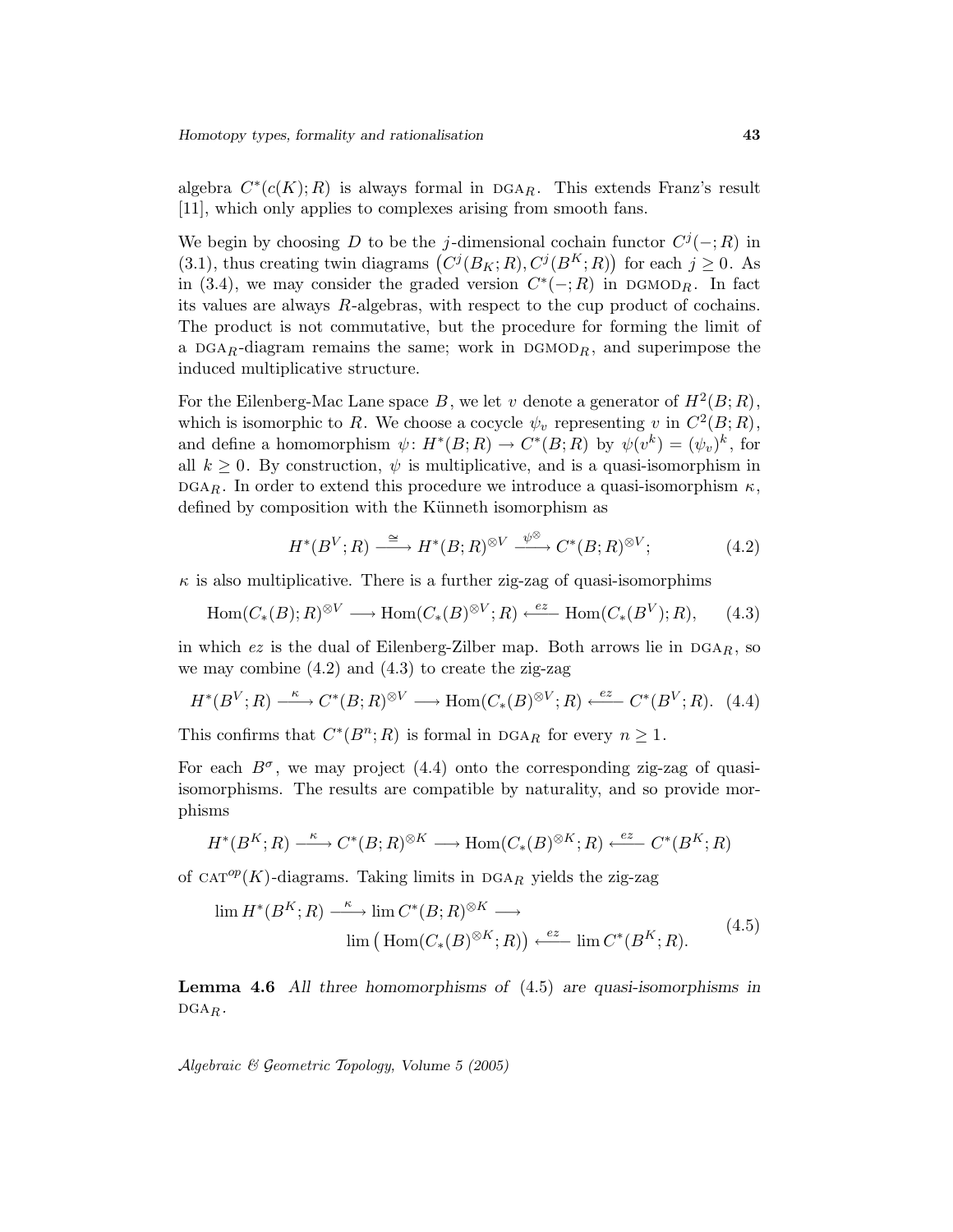algebra $C^*(c(K);R)$ is always formal in $\mathrm{DGA}_R$. This extends Franz's result [11], which only applies to complexes arising from smooth fans.

We begin by choosing $D$ to be the $j$-dimensional cochain functor $C^j(-;R)$ in (3.1), thus creating twin diagrams $\big(C^j(B_K;R), C^j(B^K;R)\big)$ for each $j \geq 0$. As in (3.4), we may consider the graded version $C^*(-;R)$ in $\mathrm{DGMOD}_R$. In fact its values are always $R$-algebras, with respect to the cup product of cochains. The product is not commutative, but the procedure for forming the limit of a $\mathrm{DGA}_R$-diagram remains the same; work in $\mathrm{DGMOD}_R$, and superimpose the induced multiplicative structure.

For the Eilenberg-Mac Lane space $B$, we let $v$ denote a generator of $H^2(B;R)$, which is isomorphic to $R$. We choose a cocycle $\psi_v$ representing $v$ in $C^2(B;R)$, and define a homomorphism $\psi\colon H^*(B;R) \to C^*(B;R)$ by $\psi(v^k) = (\psi_v)^k$, for all $k \geq 0$. By construction, $\psi$ is multiplicative, and is a quasi-isomorphism in $\mathrm{DGA}_R$. In order to extend this procedure we introduce a quasi-isomorphism $\kappa$, defined by composition with the Künneth isomorphism as

$$H^*(B^V;R) \xrightarrow{\;\cong\;} H^*(B;R)^{\otimes V} \xrightarrow{\;\psi^{\otimes}\;} C^*(B;R)^{\otimes V}; \tag{4.2}$$

$\kappa$ is also multiplicative. There is a further zig-zag of quasi-isomorphims

$$\mathrm{Hom}(C_*(B);R)^{\otimes V} \longrightarrow \mathrm{Hom}(C_*(B)^{\otimes V};R) \xleftarrow{\;ez\;} \mathrm{Hom}(C_*(B^V);R), \tag{4.3}$$

in which $ez$ is the dual of Eilenberg-Zilber map. Both arrows lie in $\mathrm{DGA}_R$, so we may combine (4.2) and (4.3) to create the zig-zag

$$H^*(B^V;R) \xrightarrow{\;\kappa\;} C^*(B;R)^{\otimes V} \longrightarrow \mathrm{Hom}(C_*(B)^{\otimes V};R) \xleftarrow{\;ez\;} C^*(B^V;R). \tag{4.4}$$

This confirms that $C^*(B^n;R)$ is formal in $\mathrm{DGA}_R$ for every $n \geq 1$.

For each $B^\sigma$, we may project (4.4) onto the corresponding zig-zag of quasi-isomorphisms. The results are compatible by naturality, and so provide morphisms

$$H^*(B^K;R) \xrightarrow{\;\kappa\;} C^*(B;R)^{\otimes K} \longrightarrow \mathrm{Hom}(C_*(B)^{\otimes K};R) \xleftarrow{\;ez\;} C^*(B^K;R)$$

of $\mathrm{CAT}^{op}(K)$-diagrams. Taking limits in $\mathrm{DGA}_R$ yields the zig-zag

$$\begin{aligned}\lim H^*(B^K;R) \xrightarrow{\;\kappa\;} \lim C^*(B;R)^{\otimes K} &\longrightarrow \\ \lim\big(\mathrm{Hom}(C_*(B)^{\otimes K};R)\big) &\xleftarrow{\;ez\;} \lim C^*(B^K;R).\end{aligned} \tag{4.5}$$

**Lemma 4.6** *All three homomorphisms of* (4.5) *are quasi-isomorphisms in* $\mathrm{DGA}_R$*.*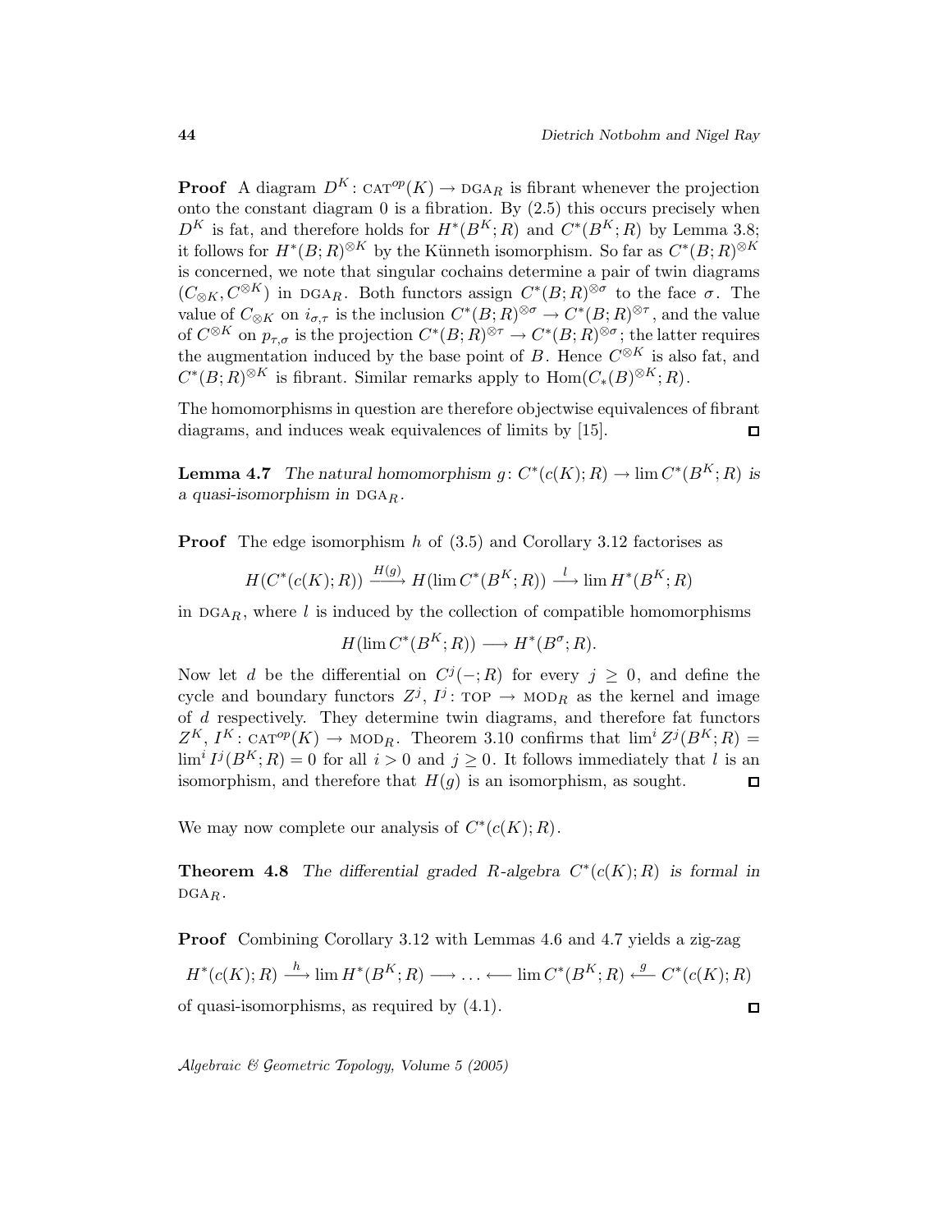**Proof** A diagram $D^K\colon \text{CAT}^{op}(K) \to \text{DGA}_R$ is fibrant whenever the projection onto the constant diagram 0 is a fibration. By (2.5) this occurs precisely when $D^K$ is fat, and therefore holds for $H^*(B^K;R)$ and $C^*(B^K;R)$ by Lemma 3.8; it follows for $H^*(B;R)^{\otimes K}$ by the Künneth isomorphism. So far as $C^*(B;R)^{\otimes K}$ is concerned, we note that singular cochains determine a pair of twin diagrams $(C_{\otimes K}, C^{\otimes K})$ in $\text{DGA}_R$. Both functors assign $C^*(B;R)^{\otimes\sigma}$ to the face $\sigma$. The value of $C_{\otimes K}$ on $i_{\sigma,\tau}$ is the inclusion $C^*(B;R)^{\otimes\sigma} \to C^*(B;R)^{\otimes\tau}$, and the value of $C^{\otimes K}$ on $p_{\tau,\sigma}$ is the projection $C^*(B;R)^{\otimes\tau} \to C^*(B;R)^{\otimes\sigma}$; the latter requires the augmentation induced by the base point of $B$. Hence $C^{\otimes K}$ is also fat, and $C^*(B;R)^{\otimes K}$ is fibrant. Similar remarks apply to $\text{Hom}(C_*(B)^{\otimes K};R)$.

The homomorphisms in question are therefore objectwise equivalences of fibrant diagrams, and induces weak equivalences of limits by [15]. $\square$

**Lemma 4.7** *The natural homomorphism $g\colon C^*(c(K);R) \to \lim C^*(B^K;R)$ is a quasi-isomorphism in $\text{DGA}_R$.*

**Proof** The edge isomorphism $h$ of (3.5) and Corollary 3.12 factorises as

$$H(C^*(c(K);R)) \xrightarrow{H(g)} H(\lim C^*(B^K;R)) \xrightarrow{l} \lim H^*(B^K;R)$$

in $\text{DGA}_R$, where $l$ is induced by the collection of compatible homomorphisms

$$H(\lim C^*(B^K;R)) \longrightarrow H^*(B^\sigma;R).$$

Now let $d$ be the differential on $C^j(-;R)$ for every $j \geq 0$, and define the cycle and boundary functors $Z^j$, $I^j\colon \text{TOP} \to \text{MOD}_R$ as the kernel and image of $d$ respectively. They determine twin diagrams, and therefore fat functors $Z^K$, $I^K\colon \text{CAT}^{op}(K) \to \text{MOD}_R$. Theorem 3.10 confirms that $\lim^i Z^j(B^K;R) = \lim^i I^j(B^K;R) = 0$ for all $i > 0$ and $j \geq 0$. It follows immediately that $l$ is an isomorphism, and therefore that $H(g)$ is an isomorphism, as sought. $\square$

We may now complete our analysis of $C^*(c(K);R)$.

**Theorem 4.8** *The differential graded $R$-algebra $C^*(c(K);R)$ is formal in $\text{DGA}_R$.*

**Proof** Combining Corollary 3.12 with Lemmas 4.6 and 4.7 yields a zig-zag

$$H^*(c(K);R) \xrightarrow{h} \lim H^*(B^K;R) \longrightarrow \ldots \longleftarrow \lim C^*(B^K;R) \xleftarrow{g} C^*(c(K);R)$$

of quasi-isomorphisms, as required by (4.1). $\square$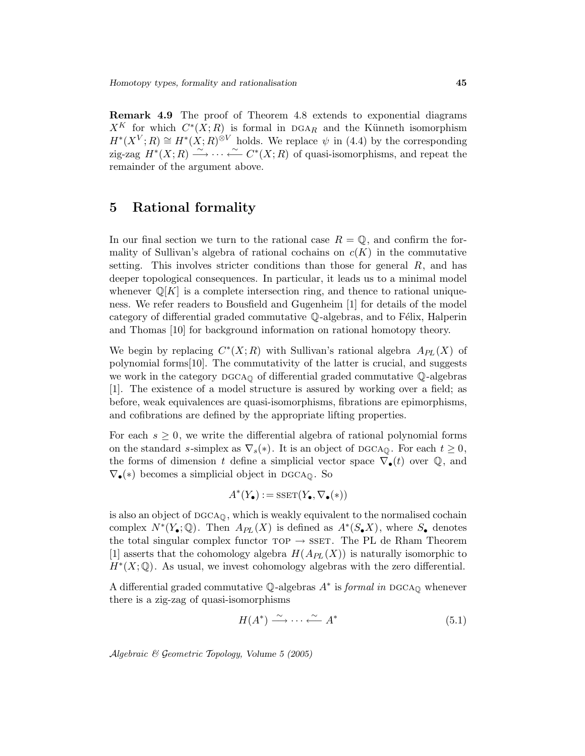**Remark 4.9** The proof of Theorem 4.8 extends to exponential diagrams $X^K$ for which $C^*(X;R)$ is formal in $\mathrm{DGA}_R$ and the Künneth isomorphism $H^*(X^V;R) \cong H^*(X;R)^{\otimes V}$ holds. We replace $\psi$ in (4.4) by the corresponding zig-zag $H^*(X;R) \xrightarrow{\sim} \cdots \xleftarrow{\sim} C^*(X;R)$ of quasi-isomorphisms, and repeat the remainder of the argument above.

## 5 Rational formality

In our final section we turn to the rational case $R = \mathbb{Q}$, and confirm the formality of Sullivan's algebra of rational cochains on $c(K)$ in the commutative setting. This involves stricter conditions than those for general $R$, and has deeper topological consequences. In particular, it leads us to a minimal model whenever $\mathbb{Q}[K]$ is a complete intersection ring, and thence to rational uniqueness. We refer readers to Bousfield and Gugenheim [1] for details of the model category of differential graded commutative $\mathbb{Q}$-algebras, and to Félix, Halperin and Thomas [10] for background information on rational homotopy theory.

We begin by replacing $C^*(X;R)$ with Sullivan's rational algebra $A_{PL}(X)$ of polynomial forms[10]. The commutativity of the latter is crucial, and suggests we work in the category $\mathrm{DGCA}_{\mathbb{Q}}$ of differential graded commutative $\mathbb{Q}$-algebras [1]. The existence of a model structure is assured by working over a field; as before, weak equivalences are quasi-isomorphisms, fibrations are epimorphisms, and cofibrations are defined by the appropriate lifting properties.

For each $s \geq 0$, we write the differential algebra of rational polynomial forms on the standard $s$-simplex as $\nabla_s(*)$. It is an object of $\mathrm{DGCA}_{\mathbb{Q}}$. For each $t \geq 0$, the forms of dimension $t$ define a simplicial vector space $\nabla_\bullet(t)$ over $\mathbb{Q}$, and $\nabla_\bullet(*)$ becomes a simplicial object in $\mathrm{DGCA}_{\mathbb{Q}}$. So

$$A^*(Y_\bullet) := \mathrm{SSET}(Y_\bullet, \nabla_\bullet(*))$$

is also an object of $\mathrm{DGCA}_{\mathbb{Q}}$, which is weakly equivalent to the normalised cochain complex $N^*(Y_\bullet;\mathbb{Q})$. Then $A_{PL}(X)$ is defined as $A^*(S_\bullet X)$, where $S_\bullet$ denotes the total singular complex functor $\mathrm{TOP} \to \mathrm{SSET}$. The PL de Rham Theorem [1] asserts that the cohomology algebra $H(A_{PL}(X))$ is naturally isomorphic to $H^*(X;\mathbb{Q})$. As usual, we invest cohomology algebras with the zero differential.

A differential graded commutative $\mathbb{Q}$-algebras $A^*$ is *formal in* $\mathrm{DGCA}_{\mathbb{Q}}$ whenever there is a zig-zag of quasi-isomorphisms

$$H(A^*) \xrightarrow{\sim} \cdots \xleftarrow{\sim} A^* \tag{5.1}$$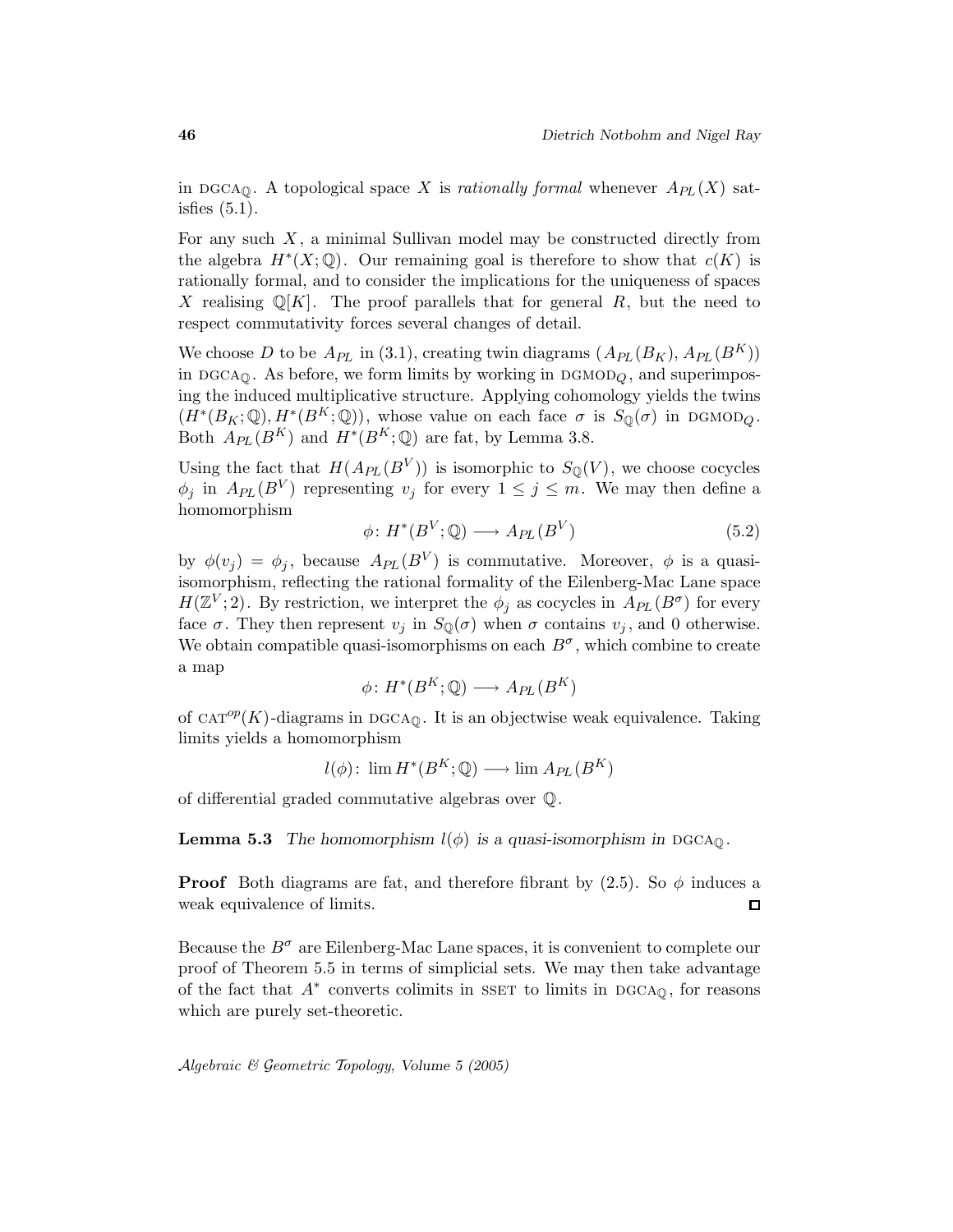in $\mathrm{DGCA}_{\mathbb{Q}}$. A topological space $X$ is *rationally formal* whenever $A_{PL}(X)$ satisfies (5.1).

For any such $X$, a minimal Sullivan model may be constructed directly from the algebra $H^*(X;\mathbb{Q})$. Our remaining goal is therefore to show that $c(K)$ is rationally formal, and to consider the implications for the uniqueness of spaces $X$ realising $\mathbb{Q}[K]$. The proof parallels that for general $R$, but the need to respect commutativity forces several changes of detail.

We choose $D$ to be $A_{PL}$ in (3.1), creating twin diagrams $(A_{PL}(B_K), A_{PL}(B^K))$ in $\mathrm{DGCA}_{\mathbb{Q}}$. As before, we form limits by working in $\mathrm{DGMOD}_{Q}$, and superimposing the induced multiplicative structure. Applying cohomology yields the twins $(H^*(B_K;\mathbb{Q}), H^*(B^K;\mathbb{Q}))$, whose value on each face $\sigma$ is $S_{\mathbb{Q}}(\sigma)$ in $\mathrm{DGMOD}_{Q}$. Both $A_{PL}(B^K)$ and $H^*(B^K;\mathbb{Q})$ are fat, by Lemma 3.8.

Using the fact that $H(A_{PL}(B^V))$ is isomorphic to $S_{\mathbb{Q}}(V)$, we choose cocycles $\phi_j$ in $A_{PL}(B^V)$ representing $v_j$ for every $1 \le j \le m$. We may then define a homomorphism

$$\phi\colon H^*(B^V;\mathbb{Q}) \longrightarrow A_{PL}(B^V) \tag{5.2}$$

by $\phi(v_j) = \phi_j$, because $A_{PL}(B^V)$ is commutative. Moreover, $\phi$ is a quasi-isomorphism, reflecting the rational formality of the Eilenberg-Mac Lane space $H(\mathbb{Z}^V;2)$. By restriction, we interpret the $\phi_j$ as cocycles in $A_{PL}(B^\sigma)$ for every face $\sigma$. They then represent $v_j$ in $S_{\mathbb{Q}}(\sigma)$ when $\sigma$ contains $v_j$, and 0 otherwise. We obtain compatible quasi-isomorphisms on each $B^\sigma$, which combine to create a map

$$\phi\colon H^*(B^K;\mathbb{Q}) \longrightarrow A_{PL}(B^K)$$

of $\mathrm{CAT}^{op}(K)$-diagrams in $\mathrm{DGCA}_{\mathbb{Q}}$. It is an objectwise weak equivalence. Taking limits yields a homomorphism

$$l(\phi)\colon \lim H^*(B^K;\mathbb{Q}) \longrightarrow \lim A_{PL}(B^K)$$

of differential graded commutative algebras over $\mathbb{Q}$.

**Lemma 5.3** *The homomorphism $l(\phi)$ is a quasi-isomorphism in $\mathrm{DGCA}_{\mathbb{Q}}$.*

**Proof** Both diagrams are fat, and therefore fibrant by (2.5). So $\phi$ induces a weak equivalence of limits. ◻

Because the $B^\sigma$ are Eilenberg-Mac Lane spaces, it is convenient to complete our proof of Theorem 5.5 in terms of simplicial sets. We may then take advantage of the fact that $A^*$ converts colimits in $\mathrm{SSET}$ to limits in $\mathrm{DGCA}_{\mathbb{Q}}$, for reasons which are purely set-theoretic.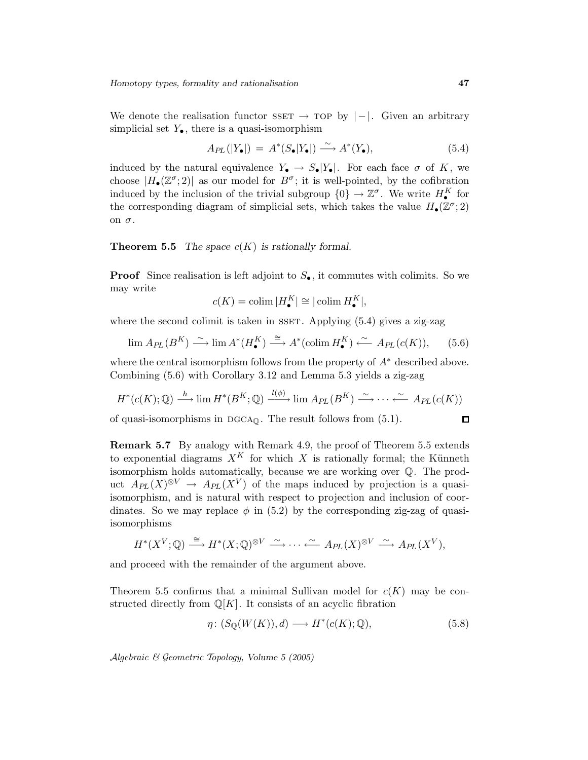We denote the realisation functor SSET $\to$ TOP by $|-|$. Given an arbitrary simplicial set $Y_\bullet$, there is a quasi-isomorphism

$$A_{PL}(|Y_\bullet|) \;=\; A^*(S_\bullet|Y_\bullet|) \xrightarrow{\;\sim\;} A^*(Y_\bullet), \tag{5.4}$$

induced by the natural equivalence $Y_\bullet \to S_\bullet|Y_\bullet|$. For each face $\sigma$ of $K$, we choose $|H_\bullet(\mathbb{Z}^\sigma;2)|$ as our model for $B^\sigma$; it is well-pointed, by the cofibration induced by the inclusion of the trivial subgroup $\{0\} \to \mathbb{Z}^\sigma$. We write $H_\bullet^K$ for the corresponding diagram of simplicial sets, which takes the value $H_\bullet(\mathbb{Z}^\sigma;2)$ on $\sigma$.

**Theorem 5.5** *The space $c(K)$ is rationally formal.*

**Proof** Since realisation is left adjoint to $S_\bullet$, it commutes with colimits. So we may write

$$c(K) = \operatorname{colim} |H_\bullet^K| \cong |\operatorname{colim} H_\bullet^K|,$$

where the second colimit is taken in SSET. Applying (5.4) gives a zig-zag

$$\lim A_{PL}(B^K) \xrightarrow{\;\sim\;} \lim A^*(H_\bullet^K) \xrightarrow{\;\cong\;} A^*(\operatorname{colim} H_\bullet^K) \xleftarrow{\;\sim\;} A_{PL}(c(K)), \tag{5.6}$$

where the central isomorphism follows from the property of $A^*$ described above. Combining (5.6) with Corollary 3.12 and Lemma 5.3 yields a zig-zag

$$H^*(c(K);\mathbb{Q}) \xrightarrow{\;h\;} \lim H^*(B^K;\mathbb{Q}) \xrightarrow{\;l(\phi)\;} \lim A_{PL}(B^K) \xrightarrow{\;\sim\;} \cdots \xleftarrow{\;\sim\;} A_{PL}(c(K))$$

of quasi-isomorphisms in $\mathrm{DGCA}_{\mathbb{Q}}$. The result follows from (5.1). $\square$

**Remark 5.7** By analogy with Remark 4.9, the proof of Theorem 5.5 extends to exponential diagrams $X^K$ for which $X$ is rationally formal; the Künneth isomorphism holds automatically, because we are working over $\mathbb{Q}$. The product $A_{PL}(X)^{\otimes V} \to A_{PL}(X^V)$ of the maps induced by projection is a quasi-isomorphism, and is natural with respect to projection and inclusion of coordinates. So we may replace $\phi$ in (5.2) by the corresponding zig-zag of quasi-isomorphisms

$$H^*(X^V;\mathbb{Q}) \xrightarrow{\;\cong\;} H^*(X;\mathbb{Q})^{\otimes V} \xrightarrow{\;\sim\;} \cdots \xleftarrow{\;\sim\;} A_{PL}(X)^{\otimes V} \xrightarrow{\;\sim\;} A_{PL}(X^V),$$

and proceed with the remainder of the argument above.

Theorem 5.5 confirms that a minimal Sullivan model for $c(K)$ may be constructed directly from $\mathbb{Q}[K]$. It consists of an acyclic fibration

$$\eta\colon (S_{\mathbb{Q}}(W(K)), d) \longrightarrow H^*(c(K);\mathbb{Q}), \tag{5.8}$$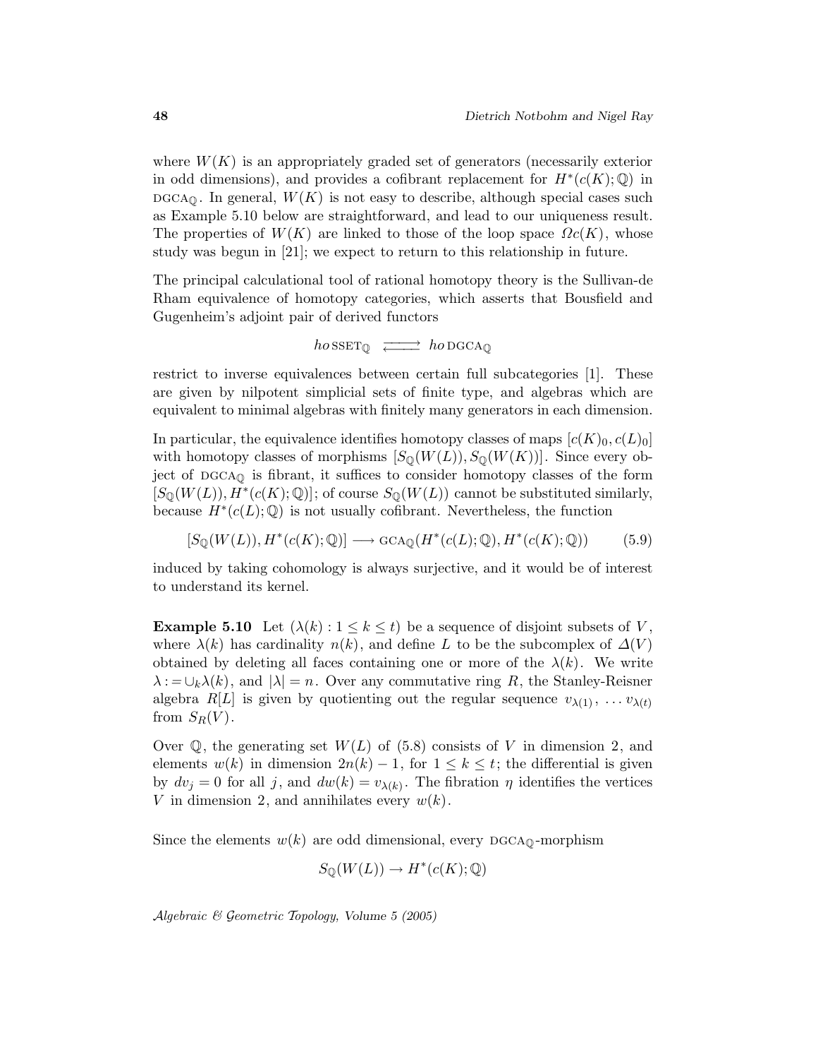where $W(K)$ is an appropriately graded set of generators (necessarily exterior in odd dimensions), and provides a cofibrant replacement for $H^*(c(K);\mathbb{Q})$ in $\mathrm{DGCA}_{\mathbb{Q}}$. In general, $W(K)$ is not easy to describe, although special cases such as Example 5.10 below are straightforward, and lead to our uniqueness result. The properties of $W(K)$ are linked to those of the loop space $\Omega c(K)$, whose study was begun in [21]; we expect to return to this relationship in future.

The principal calculational tool of rational homotopy theory is the Sullivan-de Rham equivalence of homotopy categories, which asserts that Bousfield and Gugenheim's adjoint pair of derived functors

$$ho\,\mathrm{SSET}_{\mathbb{Q}} \rightleftarrows ho\,\mathrm{DGCA}_{\mathbb{Q}}$$

restrict to inverse equivalences between certain full subcategories [1]. These are given by nilpotent simplicial sets of finite type, and algebras which are equivalent to minimal algebras with finitely many generators in each dimension.

In particular, the equivalence identifies homotopy classes of maps $[c(K)_0, c(L)_0]$ with homotopy classes of morphisms $[S_{\mathbb{Q}}(W(L)), S_{\mathbb{Q}}(W(K))]$. Since every object of $\mathrm{DGCA}_{\mathbb{Q}}$ is fibrant, it suffices to consider homotopy classes of the form $[S_{\mathbb{Q}}(W(L)), H^*(c(K);\mathbb{Q})]$; of course $S_{\mathbb{Q}}(W(L))$ cannot be substituted similarly, because $H^*(c(L);\mathbb{Q})$ is not usually cofibrant. Nevertheless, the function

$$[S_{\mathbb{Q}}(W(L)), H^*(c(K);\mathbb{Q})] \longrightarrow \mathrm{GCA}_{\mathbb{Q}}(H^*(c(L);\mathbb{Q}), H^*(c(K);\mathbb{Q})) \qquad (5.9)$$

induced by taking cohomology is always surjective, and it would be of interest to understand its kernel.

**Example 5.10** Let $(\lambda(k) : 1 \leq k \leq t)$ be a sequence of disjoint subsets of $V$, where $\lambda(k)$ has cardinality $n(k)$, and define $L$ to be the subcomplex of $\Delta(V)$ obtained by deleting all faces containing one or more of the $\lambda(k)$. We write $\lambda := \cup_k \lambda(k)$, and $|\lambda| = n$. Over any commutative ring $R$, the Stanley-Reisner algebra $R[L]$ is given by quotienting out the regular sequence $v_{\lambda(1)}, \ldots v_{\lambda(t)}$ from $S_R(V)$.

Over $\mathbb{Q}$, the generating set $W(L)$ of (5.8) consists of $V$ in dimension 2, and elements $w(k)$ in dimension $2n(k) - 1$, for $1 \leq k \leq t$; the differential is given by $dv_j = 0$ for all $j$, and $dw(k) = v_{\lambda(k)}$. The fibration $\eta$ identifies the vertices $V$ in dimension 2, and annihilates every $w(k)$.

Since the elements $w(k)$ are odd dimensional, every $\mathrm{DGCA}_{\mathbb{Q}}$-morphism

$$S_{\mathbb{Q}}(W(L)) \to H^*(c(K);\mathbb{Q})$$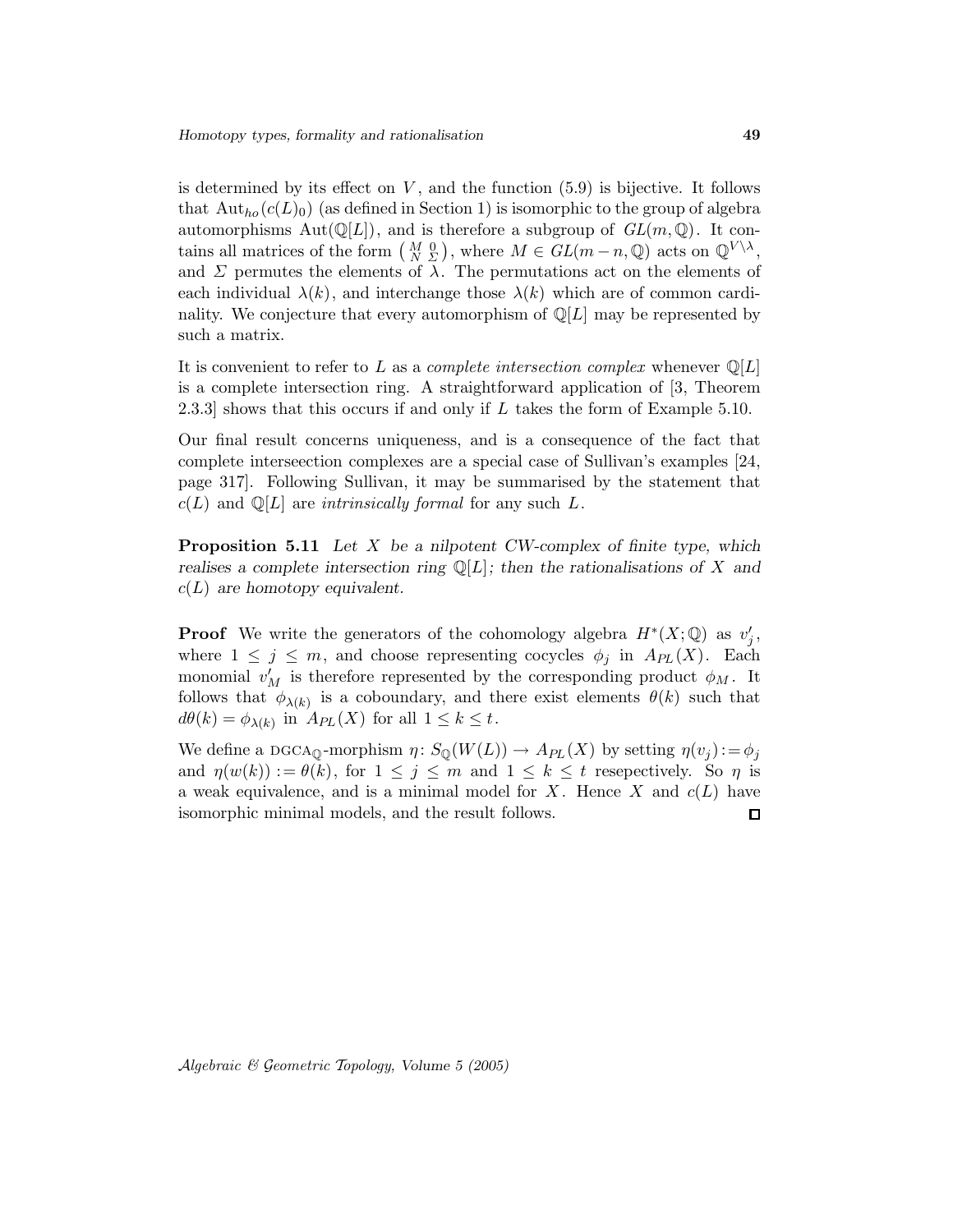is determined by its effect on $V$, and the function (5.9) is bijective. It follows that $\mathrm{Aut}_{ho}(c(L)_0)$ (as defined in Section 1) is isomorphic to the group of algebra automorphisms $\mathrm{Aut}(\mathbb{Q}[L])$, and is therefore a subgroup of $GL(m,\mathbb{Q})$. It contains all matrices of the form $\left(\begin{smallmatrix} M & 0 \\ N & \Sigma \end{smallmatrix}\right)$, where $M \in GL(m-n,\mathbb{Q})$ acts on $\mathbb{Q}^{V\setminus\lambda}$, and $\Sigma$ permutes the elements of $\lambda$. The permutations act on the elements of each individual $\lambda(k)$, and interchange those $\lambda(k)$ which are of common cardinality. We conjecture that every automorphism of $\mathbb{Q}[L]$ may be represented by such a matrix.

It is convenient to refer to $L$ as a *complete intersection complex* whenever $\mathbb{Q}[L]$ is a complete intersection ring. A straightforward application of [3, Theorem 2.3.3] shows that this occurs if and only if $L$ takes the form of Example 5.10.

Our final result concerns uniqueness, and is a consequence of the fact that complete interseection complexes are a special case of Sullivan's examples [24, page 317]. Following Sullivan, it may be summarised by the statement that $c(L)$ and $\mathbb{Q}[L]$ are *intrinsically formal* for any such $L$.

**Proposition 5.11** *Let $X$ be a nilpotent CW-complex of finite type, which realises a complete intersection ring $\mathbb{Q}[L]$; then the rationalisations of $X$ and $c(L)$ are homotopy equivalent.*

**Proof** We write the generators of the cohomology algebra $H^*(X;\mathbb{Q})$ as $v'_j$, where $1 \leq j \leq m$, and choose representing cocycles $\phi_j$ in $A_{PL}(X)$. Each monomial $v'_M$ is therefore represented by the corresponding product $\phi_M$. It follows that $\phi_{\lambda(k)}$ is a coboundary, and there exist elements $\theta(k)$ such that $d\theta(k) = \phi_{\lambda(k)}$ in $A_{PL}(X)$ for all $1 \leq k \leq t$.

We define a $\mathrm{DGCA}_{\mathbb{Q}}$-morphism $\eta\colon S_{\mathbb{Q}}(W(L)) \to A_{PL}(X)$ by setting $\eta(v_j) := \phi_j$ and $\eta(w(k)) := \theta(k)$, for $1 \leq j \leq m$ and $1 \leq k \leq t$ resepectively. So $\eta$ is a weak equivalence, and is a minimal model for $X$. Hence $X$ and $c(L)$ have isomorphic minimal models, and the result follows. $\square$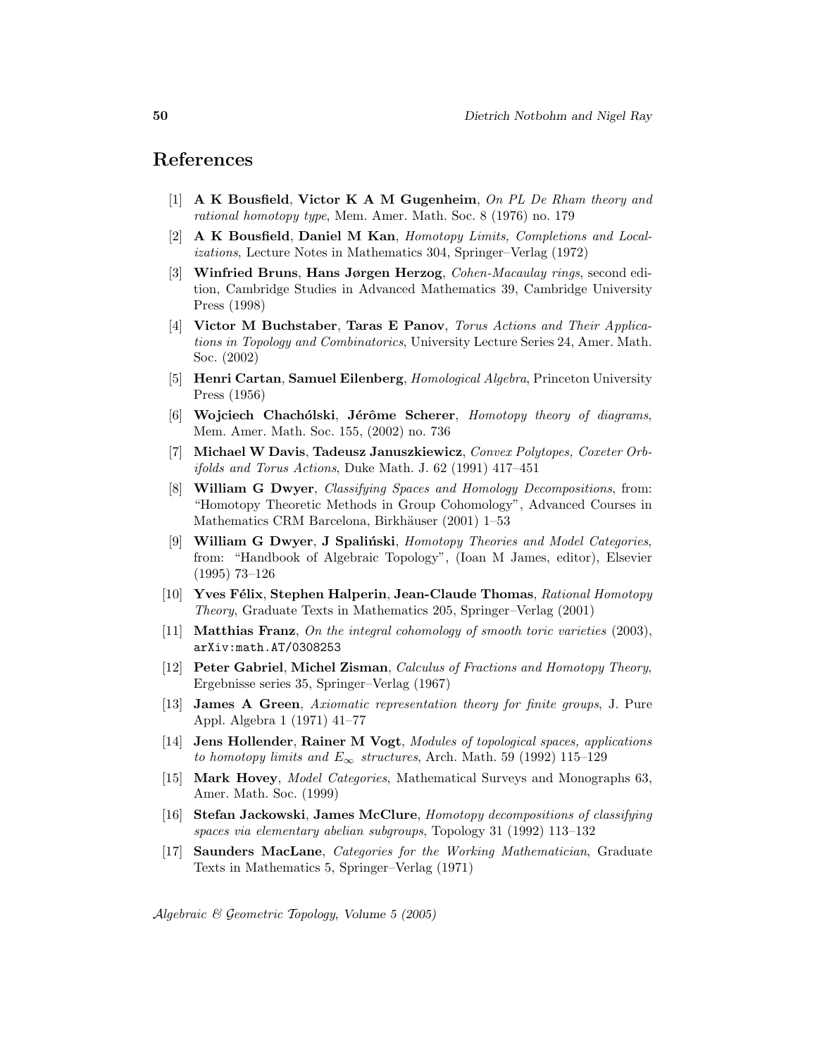## References

[1] **A K Bousfield**, **Victor K A M Gugenheim**, *On PL De Rham theory and rational homotopy type*, Mem. Amer. Math. Soc. 8 (1976) no. 179

[2] **A K Bousfield**, **Daniel M Kan**, *Homotopy Limits, Completions and Localizations*, Lecture Notes in Mathematics 304, Springer–Verlag (1972)

[3] **Winfried Bruns**, **Hans Jørgen Herzog**, *Cohen-Macaulay rings*, second edition, Cambridge Studies in Advanced Mathematics 39, Cambridge University Press (1998)

[4] **Victor M Buchstaber**, **Taras E Panov**, *Torus Actions and Their Applications in Topology and Combinatorics*, University Lecture Series 24, Amer. Math. Soc. (2002)

[5] **Henri Cartan**, **Samuel Eilenberg**, *Homological Algebra*, Princeton University Press (1956)

[6] **Wojciech Chachólski**, **Jérôme Scherer**, *Homotopy theory of diagrams*, Mem. Amer. Math. Soc. 155, (2002) no. 736

[7] **Michael W Davis**, **Tadeusz Januszkiewicz**, *Convex Polytopes, Coxeter Orbifolds and Torus Actions*, Duke Math. J. 62 (1991) 417–451

[8] **William G Dwyer**, *Classifying Spaces and Homology Decompositions*, from: "Homotopy Theoretic Methods in Group Cohomology", Advanced Courses in Mathematics CRM Barcelona, Birkhäuser (2001) 1–53

[9] **William G Dwyer**, **J Spaliński**, *Homotopy Theories and Model Categories*, from: "Handbook of Algebraic Topology", (Ioan M James, editor), Elsevier (1995) 73–126

[10] **Yves Félix**, **Stephen Halperin**, **Jean-Claude Thomas**, *Rational Homotopy Theory*, Graduate Texts in Mathematics 205, Springer–Verlag (2001)

[11] **Matthias Franz**, *On the integral cohomology of smooth toric varieties* (2003), `arXiv:math.AT/0308253`

[12] **Peter Gabriel**, **Michel Zisman**, *Calculus of Fractions and Homotopy Theory*, Ergebnisse series 35, Springer–Verlag (1967)

[13] **James A Green**, *Axiomatic representation theory for finite groups*, J. Pure Appl. Algebra 1 (1971) 41–77

[14] **Jens Hollender**, **Rainer M Vogt**, *Modules of topological spaces, applications to homotopy limits and $E_\infty$ structures*, Arch. Math. 59 (1992) 115–129

[15] **Mark Hovey**, *Model Categories*, Mathematical Surveys and Monographs 63, Amer. Math. Soc. (1999)

[16] **Stefan Jackowski**, **James McClure**, *Homotopy decompositions of classifying spaces via elementary abelian subgroups*, Topology 31 (1992) 113–132

[17] **Saunders MacLane**, *Categories for the Working Mathematician*, Graduate Texts in Mathematics 5, Springer–Verlag (1971)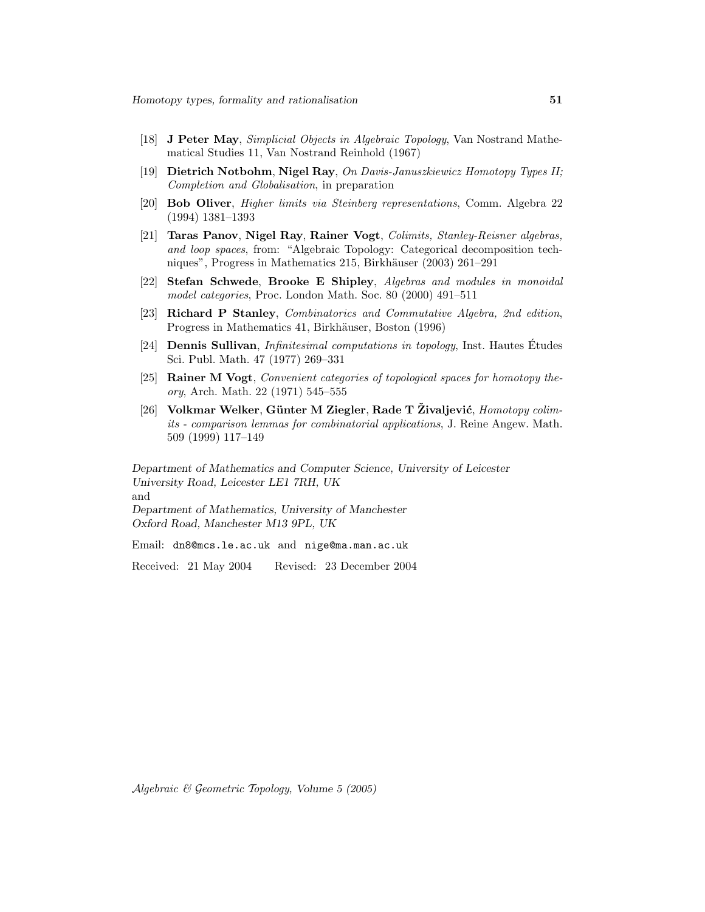[18] **J Peter May**, *Simplicial Objects in Algebraic Topology*, Van Nostrand Mathematical Studies 11, Van Nostrand Reinhold (1967)

[19] **Dietrich Notbohm**, **Nigel Ray**, *On Davis-Januszkiewicz Homotopy Types II; Completion and Globalisation*, in preparation

[20] **Bob Oliver**, *Higher limits via Steinberg representations*, Comm. Algebra 22 (1994) 1381–1393

[21] **Taras Panov**, **Nigel Ray**, **Rainer Vogt**, *Colimits, Stanley-Reisner algebras, and loop spaces*, from: "Algebraic Topology: Categorical decomposition techniques", Progress in Mathematics 215, Birkhäuser (2003) 261–291

[22] **Stefan Schwede**, **Brooke E Shipley**, *Algebras and modules in monoidal model categories*, Proc. London Math. Soc. 80 (2000) 491–511

[23] **Richard P Stanley**, *Combinatorics and Commutative Algebra, 2nd edition*, Progress in Mathematics 41, Birkhäuser, Boston (1996)

[24] **Dennis Sullivan**, *Infinitesimal computations in topology*, Inst. Hautes Études Sci. Publ. Math. 47 (1977) 269–331

[25] **Rainer M Vogt**, *Convenient categories of topological spaces for homotopy theory*, Arch. Math. 22 (1971) 545–555

[26] **Volkmar Welker**, **Günter M Ziegler**, **Rade T Živaljević**, *Homotopy colimits - comparison lemmas for combinatorial applications*, J. Reine Angew. Math. 509 (1999) 117–149

*Department of Mathematics and Computer Science, University of Leicester*
*University Road, Leicester LE1 7RH, UK*
and
*Department of Mathematics, University of Manchester*
*Oxford Road, Manchester M13 9PL, UK*

Email: `dn8@mcs.le.ac.uk` and `nige@ma.man.ac.uk`

Received: 21 May 2004 Revised: 23 December 2004